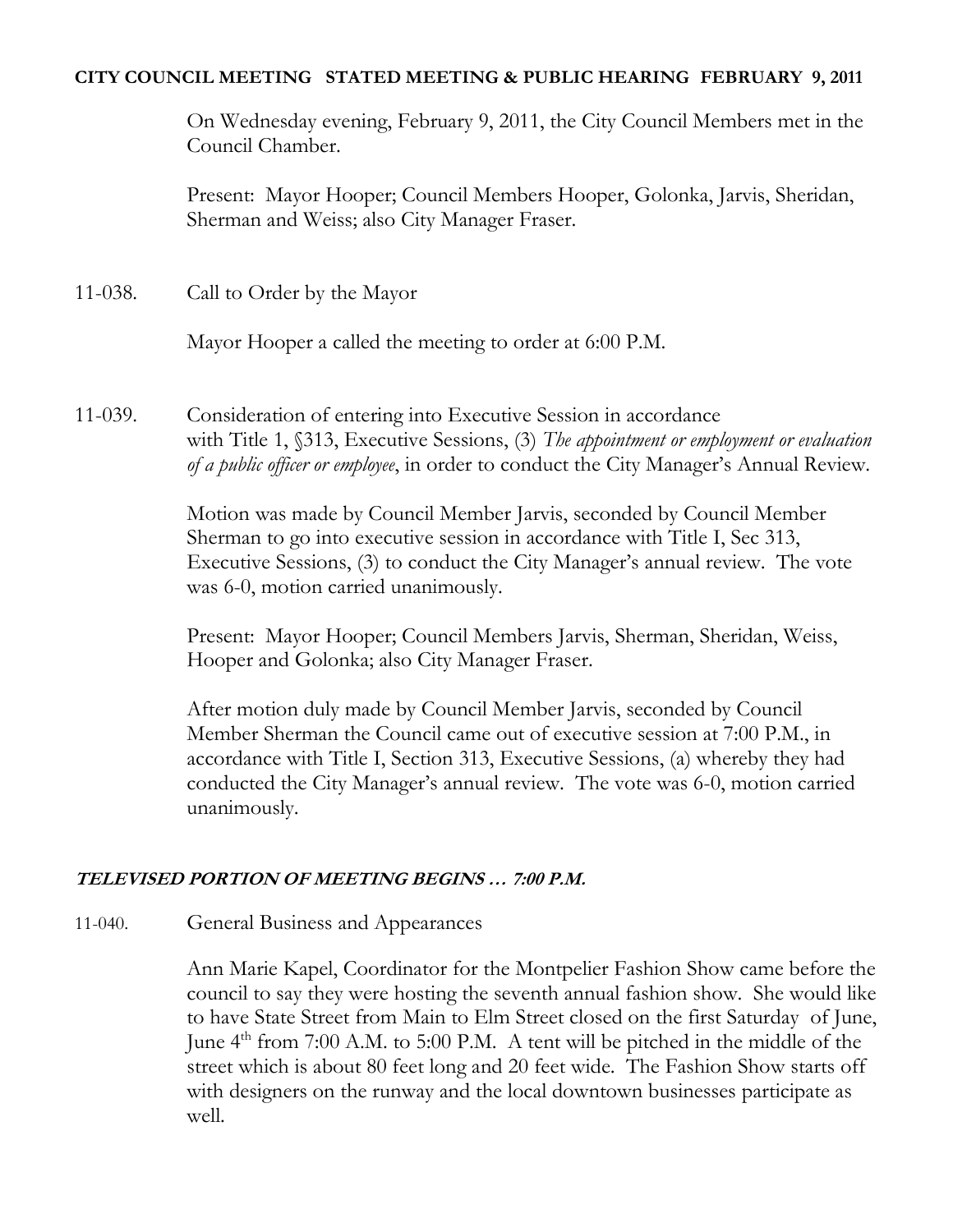**CITY COUNCIL MEETING STATED MEETING & PUBLIC HEARING FEBRUARY 9, 2011**

On Wednesday evening, February 9, 2011, the City Council Members met in the Council Chamber.

Present: Mayor Hooper; Council Members Hooper, Golonka, Jarvis, Sheridan, Sherman and Weiss; also City Manager Fraser.

11-038. Call to Order by the Mayor

Mayor Hooper a called the meeting to order at 6:00 P.M.

11-039. Consideration of entering into Executive Session in accordance with Title 1, §313, Executive Sessions, (3) *The appointment or employment or evaluation of a public officer or employee*, in order to conduct the City Manager's Annual Review.

Motion was made by Council Member Jarvis, seconded by Council Member Sherman to go into executive session in accordance with Title I, Sec 313, Executive Sessions, (3) to conduct the City Manager's annual review. The vote was 6-0, motion carried unanimously.

Present: Mayor Hooper; Council Members Jarvis, Sherman, Sheridan, Weiss, Hooper and Golonka; also City Manager Fraser.

After motion duly made by Council Member Jarvis, seconded by Council Member Sherman the Council came out of executive session at 7:00 P.M., in accordance with Title I, Section 313, Executive Sessions, (a) whereby they had conducted the City Manager's annual review. The vote was 6-0, motion carried unanimously.

***TELEVISED PORTION OF MEETING BEGINS … 7:00 P.M.***

11-040. General Business and Appearances

Ann Marie Kapel, Coordinator for the Montpelier Fashion Show came before the council to say they were hosting the seventh annual fashion show. She would like to have State Street from Main to Elm Street closed on the first Saturday of June, June 4th from 7:00 A.M. to 5:00 P.M. A tent will be pitched in the middle of the street which is about 80 feet long and 20 feet wide. The Fashion Show starts off with designers on the runway and the local downtown businesses participate as well.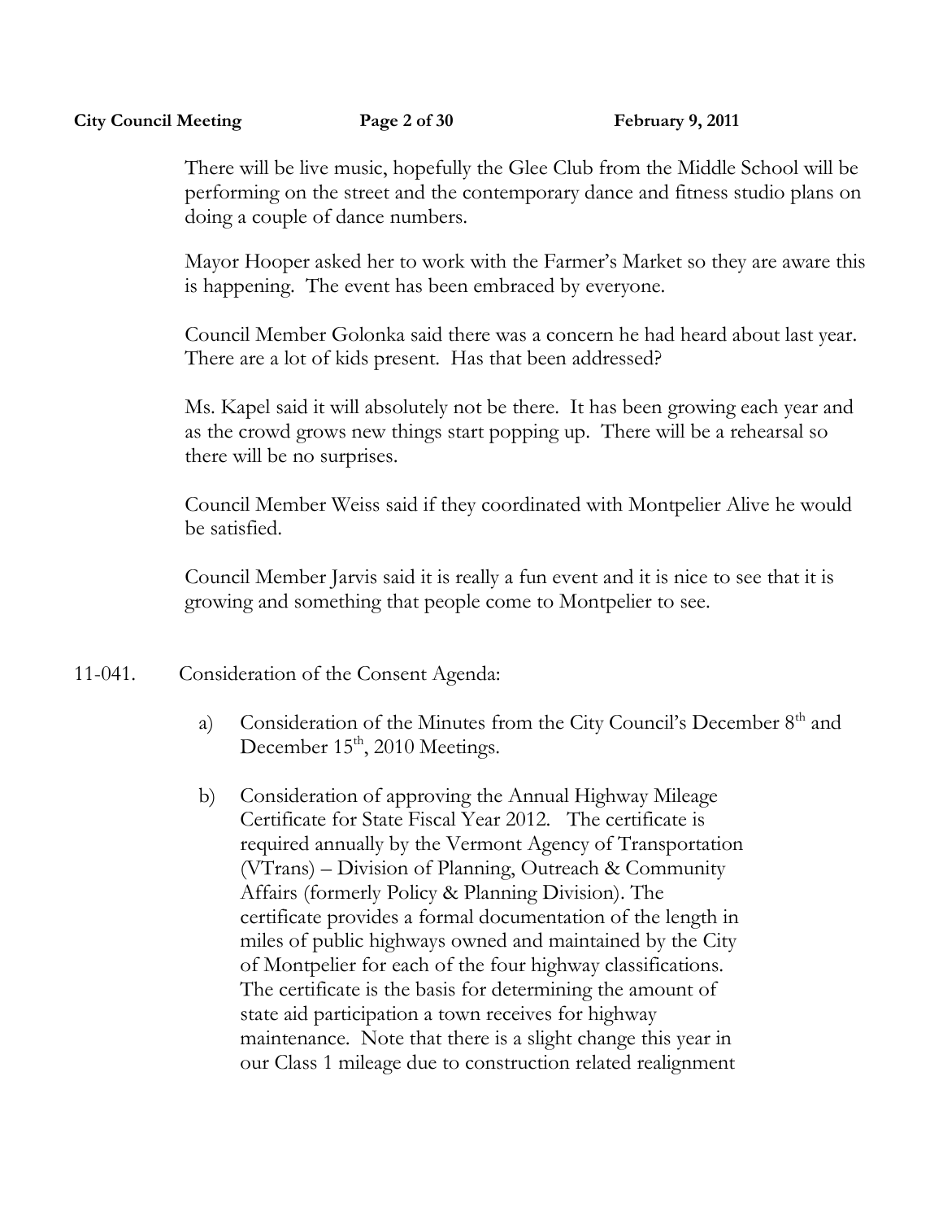There will be live music, hopefully the Glee Club from the Middle School will be performing on the street and the contemporary dance and fitness studio plans on doing a couple of dance numbers.

Mayor Hooper asked her to work with the Farmer's Market so they are aware this is happening. The event has been embraced by everyone.

Council Member Golonka said there was a concern he had heard about last year. There are a lot of kids present. Has that been addressed?

Ms. Kapel said it will absolutely not be there. It has been growing each year and as the crowd grows new things start popping up. There will be a rehearsal so there will be no surprises.

Council Member Weiss said if they coordinated with Montpelier Alive he would be satisfied.

Council Member Jarvis said it is really a fun event and it is nice to see that it is growing and something that people come to Montpelier to see.

11-041. Consideration of the Consent Agenda:

a) Consideration of the Minutes from the City Council's December 8th and December 15th, 2010 Meetings.

b) Consideration of approving the Annual Highway Mileage Certificate for State Fiscal Year 2012. The certificate is required annually by the Vermont Agency of Transportation (VTrans) – Division of Planning, Outreach & Community Affairs (formerly Policy & Planning Division). The certificate provides a formal documentation of the length in miles of public highways owned and maintained by the City of Montpelier for each of the four highway classifications. The certificate is the basis for determining the amount of state aid participation a town receives for highway maintenance. Note that there is a slight change this year in our Class 1 mileage due to construction related realignment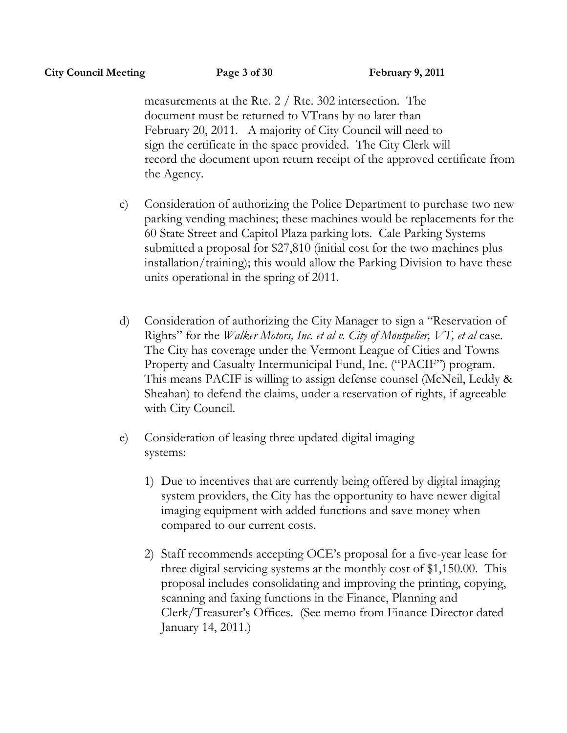measurements at the Rte. 2 / Rte. 302 intersection. The document must be returned to VTrans by no later than February 20, 2011. A majority of City Council will need to sign the certificate in the space provided. The City Clerk will record the document upon return receipt of the approved certificate from the Agency.

c) Consideration of authorizing the Police Department to purchase two new parking vending machines; these machines would be replacements for the 60 State Street and Capitol Plaza parking lots. Cale Parking Systems submitted a proposal for $27,810 (initial cost for the two machines plus installation/training); this would allow the Parking Division to have these units operational in the spring of 2011.

d) Consideration of authorizing the City Manager to sign a "Reservation of Rights" for the *Walker Motors, Inc. et al v. City of Montpelier, VT, et al* case. The City has coverage under the Vermont League of Cities and Towns Property and Casualty Intermunicipal Fund, Inc. ("PACIF") program. This means PACIF is willing to assign defense counsel (McNeil, Leddy & Sheahan) to defend the claims, under a reservation of rights, if agreeable with City Council.

e) Consideration of leasing three updated digital imaging systems:

   1) Due to incentives that are currently being offered by digital imaging system providers, the City has the opportunity to have newer digital imaging equipment with added functions and save money when compared to our current costs.

   2) Staff recommends accepting OCE's proposal for a five-year lease for three digital servicing systems at the monthly cost of $1,150.00. This proposal includes consolidating and improving the printing, copying, scanning and faxing functions in the Finance, Planning and Clerk/Treasurer's Offices. (See memo from Finance Director dated January 14, 2011.)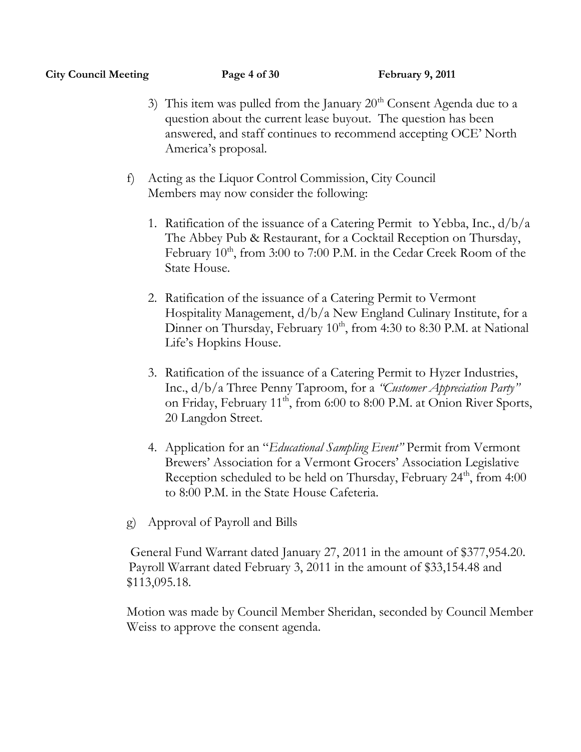3) This item was pulled from the January 20th Consent Agenda due to a question about the current lease buyout. The question has been answered, and staff continues to recommend accepting OCE' North America's proposal.

f) Acting as the Liquor Control Commission, City Council Members may now consider the following:

1. Ratification of the issuance of a Catering Permit to Yebba, Inc., d/b/a The Abbey Pub & Restaurant, for a Cocktail Reception on Thursday, February 10th, from 3:00 to 7:00 P.M. in the Cedar Creek Room of the State House.

2. Ratification of the issuance of a Catering Permit to Vermont Hospitality Management, d/b/a New England Culinary Institute, for a Dinner on Thursday, February 10th, from 4:30 to 8:30 P.M. at National Life's Hopkins House.

3. Ratification of the issuance of a Catering Permit to Hyzer Industries, Inc., d/b/a Three Penny Taproom, for a *"Customer Appreciation Party"* on Friday, February 11th, from 6:00 to 8:00 P.M. at Onion River Sports, 20 Langdon Street.

4. Application for an "*Educational Sampling Event"* Permit from Vermont Brewers' Association for a Vermont Grocers' Association Legislative Reception scheduled to be held on Thursday, February 24th, from 4:00 to 8:00 P.M. in the State House Cafeteria.

g) Approval of Payroll and Bills

General Fund Warrant dated January 27, 2011 in the amount of $377,954.20. Payroll Warrant dated February 3, 2011 in the amount of $33,154.48 and $113,095.18.

Motion was made by Council Member Sheridan, seconded by Council Member Weiss to approve the consent agenda.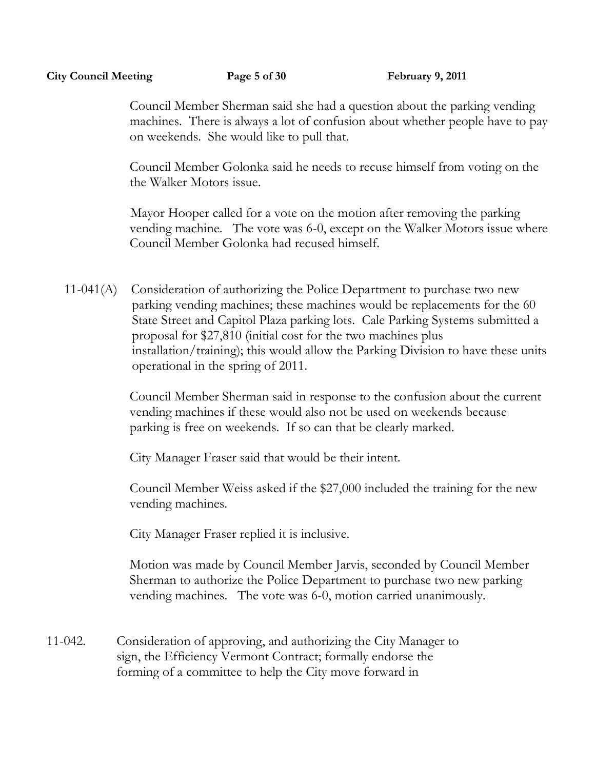Council Member Sherman said she had a question about the parking vending machines. There is always a lot of confusion about whether people have to pay on weekends. She would like to pull that.

Council Member Golonka said he needs to recuse himself from voting on the the Walker Motors issue.

Mayor Hooper called for a vote on the motion after removing the parking vending machine. The vote was 6-0, except on the Walker Motors issue where Council Member Golonka had recused himself.

11-041(A) Consideration of authorizing the Police Department to purchase two new parking vending machines; these machines would be replacements for the 60 State Street and Capitol Plaza parking lots. Cale Parking Systems submitted a proposal for $27,810 (initial cost for the two machines plus installation/training); this would allow the Parking Division to have these units operational in the spring of 2011.

Council Member Sherman said in response to the confusion about the current vending machines if these would also not be used on weekends because parking is free on weekends. If so can that be clearly marked.

City Manager Fraser said that would be their intent.

Council Member Weiss asked if the $27,000 included the training for the new vending machines.

City Manager Fraser replied it is inclusive.

Motion was made by Council Member Jarvis, seconded by Council Member Sherman to authorize the Police Department to purchase two new parking vending machines. The vote was 6-0, motion carried unanimously.

11-042. Consideration of approving, and authorizing the City Manager to sign, the Efficiency Vermont Contract; formally endorse the forming of a committee to help the City move forward in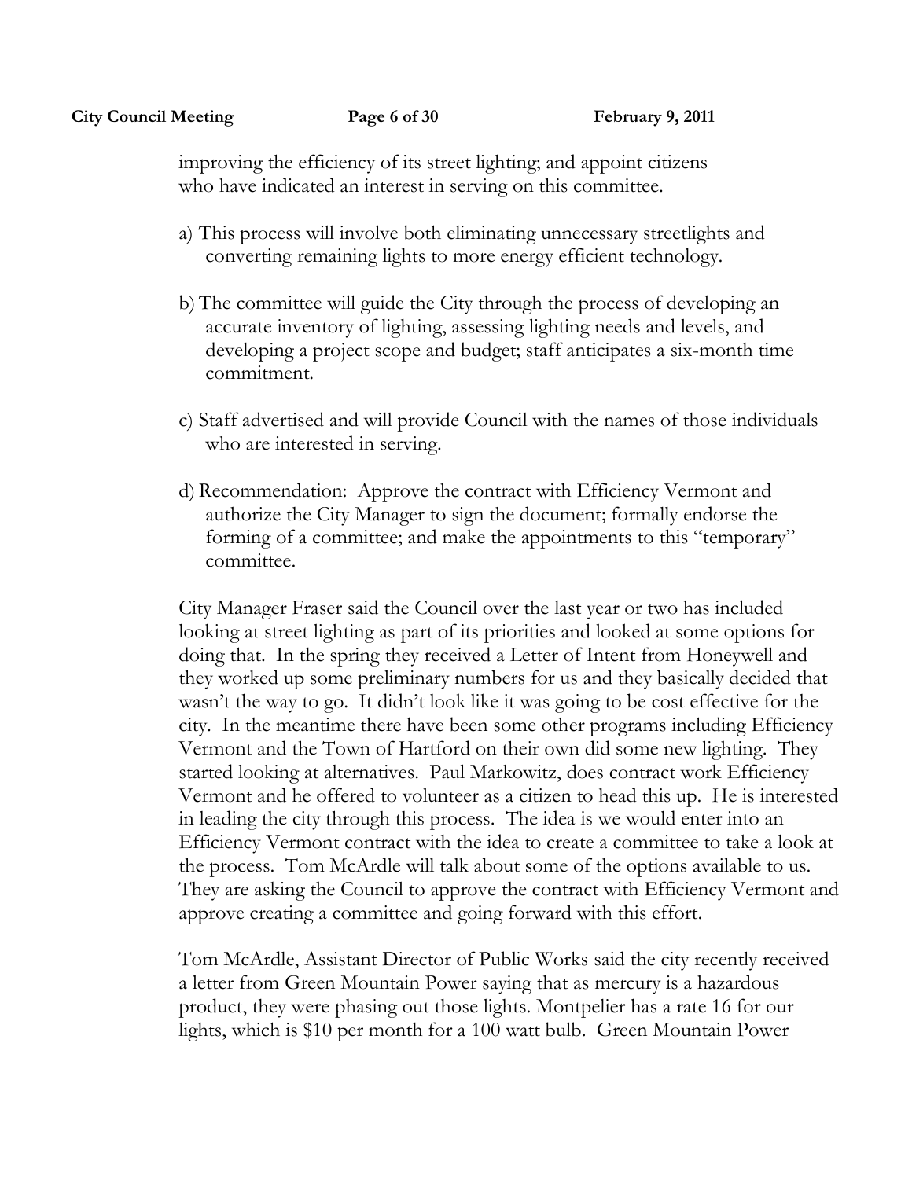improving the efficiency of its street lighting; and appoint citizens who have indicated an interest in serving on this committee.

a) This process will involve both eliminating unnecessary streetlights and converting remaining lights to more energy efficient technology.

b) The committee will guide the City through the process of developing an accurate inventory of lighting, assessing lighting needs and levels, and developing a project scope and budget; staff anticipates a six-month time commitment.

c) Staff advertised and will provide Council with the names of those individuals who are interested in serving.

d) Recommendation: Approve the contract with Efficiency Vermont and authorize the City Manager to sign the document; formally endorse the forming of a committee; and make the appointments to this "temporary" committee.

City Manager Fraser said the Council over the last year or two has included looking at street lighting as part of its priorities and looked at some options for doing that. In the spring they received a Letter of Intent from Honeywell and they worked up some preliminary numbers for us and they basically decided that wasn't the way to go. It didn't look like it was going to be cost effective for the city. In the meantime there have been some other programs including Efficiency Vermont and the Town of Hartford on their own did some new lighting. They started looking at alternatives. Paul Markowitz, does contract work Efficiency Vermont and he offered to volunteer as a citizen to head this up. He is interested in leading the city through this process. The idea is we would enter into an Efficiency Vermont contract with the idea to create a committee to take a look at the process. Tom McArdle will talk about some of the options available to us. They are asking the Council to approve the contract with Efficiency Vermont and approve creating a committee and going forward with this effort.

Tom McArdle, Assistant Director of Public Works said the city recently received a letter from Green Mountain Power saying that as mercury is a hazardous product, they were phasing out those lights. Montpelier has a rate 16 for our lights, which is $10 per month for a 100 watt bulb. Green Mountain Power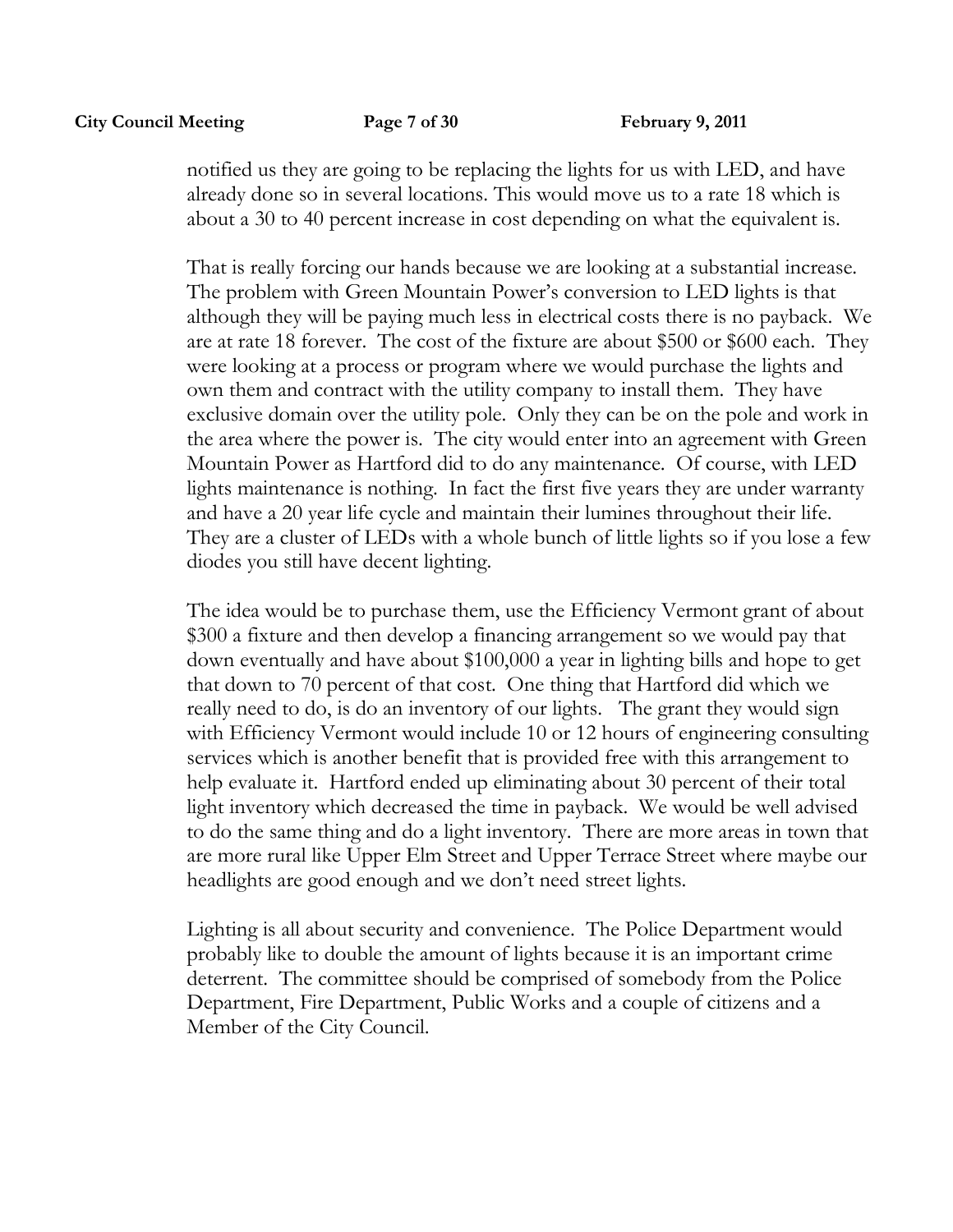notified us they are going to be replacing the lights for us with LED, and have already done so in several locations. This would move us to a rate 18 which is about a 30 to 40 percent increase in cost depending on what the equivalent is.

That is really forcing our hands because we are looking at a substantial increase. The problem with Green Mountain Power's conversion to LED lights is that although they will be paying much less in electrical costs there is no payback. We are at rate 18 forever. The cost of the fixture are about $500 or $600 each. They were looking at a process or program where we would purchase the lights and own them and contract with the utility company to install them. They have exclusive domain over the utility pole. Only they can be on the pole and work in the area where the power is. The city would enter into an agreement with Green Mountain Power as Hartford did to do any maintenance. Of course, with LED lights maintenance is nothing. In fact the first five years they are under warranty and have a 20 year life cycle and maintain their lumines throughout their life. They are a cluster of LEDs with a whole bunch of little lights so if you lose a few diodes you still have decent lighting.

The idea would be to purchase them, use the Efficiency Vermont grant of about $300 a fixture and then develop a financing arrangement so we would pay that down eventually and have about $100,000 a year in lighting bills and hope to get that down to 70 percent of that cost. One thing that Hartford did which we really need to do, is do an inventory of our lights. The grant they would sign with Efficiency Vermont would include 10 or 12 hours of engineering consulting services which is another benefit that is provided free with this arrangement to help evaluate it. Hartford ended up eliminating about 30 percent of their total light inventory which decreased the time in payback. We would be well advised to do the same thing and do a light inventory. There are more areas in town that are more rural like Upper Elm Street and Upper Terrace Street where maybe our headlights are good enough and we don't need street lights.

Lighting is all about security and convenience. The Police Department would probably like to double the amount of lights because it is an important crime deterrent. The committee should be comprised of somebody from the Police Department, Fire Department, Public Works and a couple of citizens and a Member of the City Council.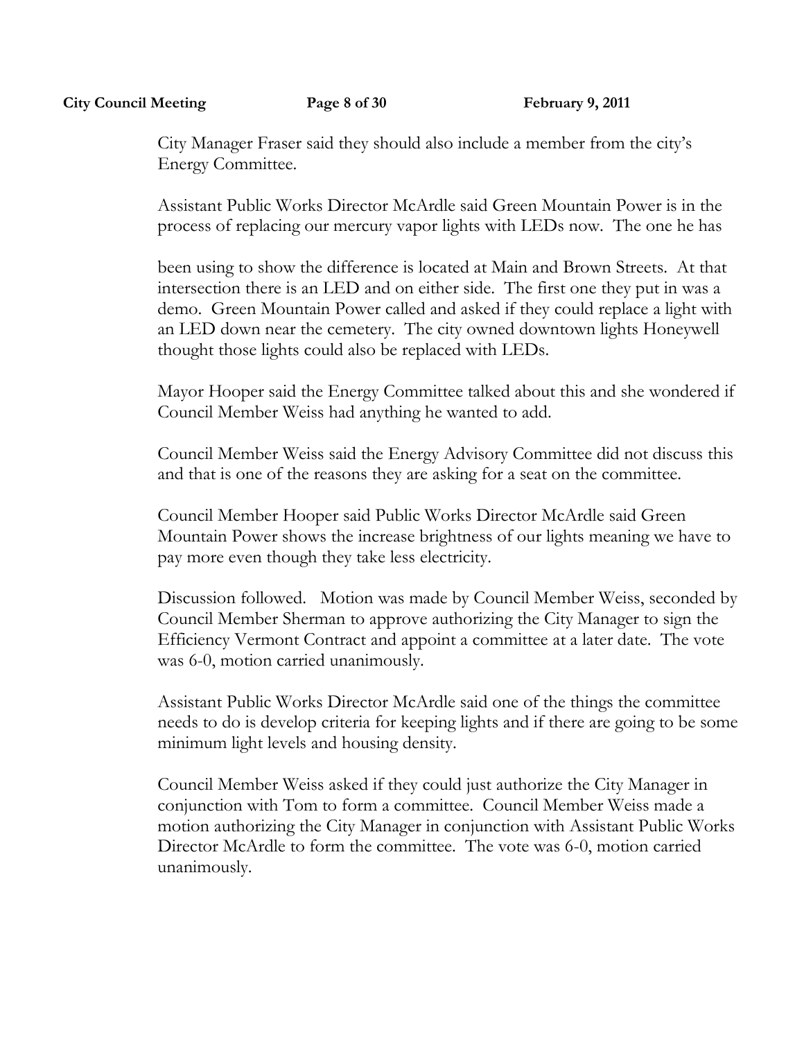City Manager Fraser said they should also include a member from the city's Energy Committee.

Assistant Public Works Director McArdle said Green Mountain Power is in the process of replacing our mercury vapor lights with LEDs now. The one he has

been using to show the difference is located at Main and Brown Streets. At that intersection there is an LED and on either side. The first one they put in was a demo. Green Mountain Power called and asked if they could replace a light with an LED down near the cemetery. The city owned downtown lights Honeywell thought those lights could also be replaced with LEDs.

Mayor Hooper said the Energy Committee talked about this and she wondered if Council Member Weiss had anything he wanted to add.

Council Member Weiss said the Energy Advisory Committee did not discuss this and that is one of the reasons they are asking for a seat on the committee.

Council Member Hooper said Public Works Director McArdle said Green Mountain Power shows the increase brightness of our lights meaning we have to pay more even though they take less electricity.

Discussion followed. Motion was made by Council Member Weiss, seconded by Council Member Sherman to approve authorizing the City Manager to sign the Efficiency Vermont Contract and appoint a committee at a later date. The vote was 6-0, motion carried unanimously.

Assistant Public Works Director McArdle said one of the things the committee needs to do is develop criteria for keeping lights and if there are going to be some minimum light levels and housing density.

Council Member Weiss asked if they could just authorize the City Manager in conjunction with Tom to form a committee. Council Member Weiss made a motion authorizing the City Manager in conjunction with Assistant Public Works Director McArdle to form the committee. The vote was 6-0, motion carried unanimously.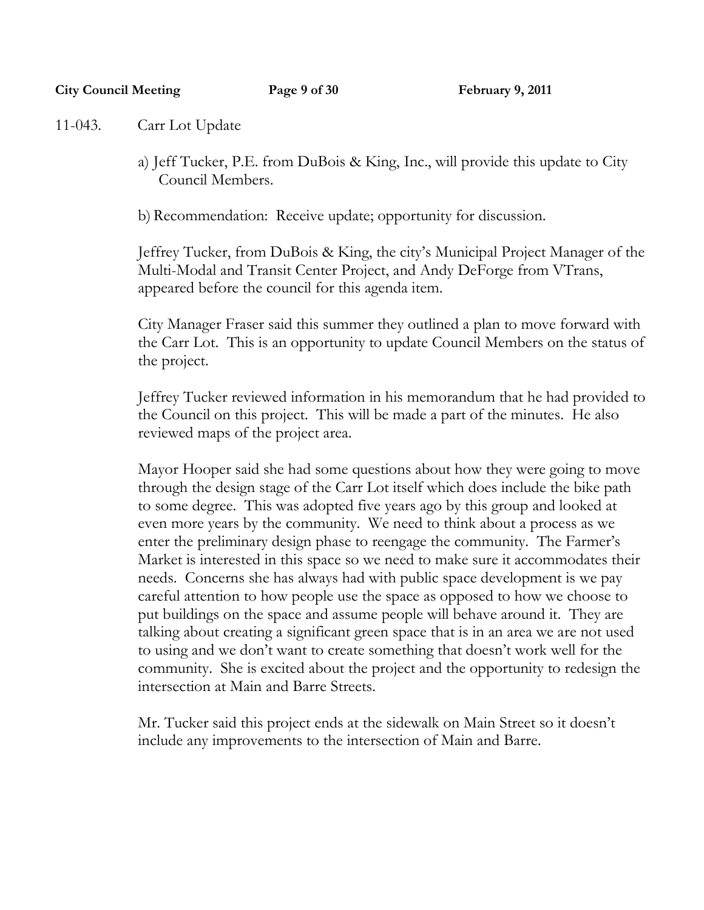11-043. Carr Lot Update

a) Jeff Tucker, P.E. from DuBois & King, Inc., will provide this update to City Council Members.

b) Recommendation: Receive update; opportunity for discussion.

Jeffrey Tucker, from DuBois & King, the city's Municipal Project Manager of the Multi-Modal and Transit Center Project, and Andy DeForge from VTrans, appeared before the council for this agenda item.

City Manager Fraser said this summer they outlined a plan to move forward with the Carr Lot. This is an opportunity to update Council Members on the status of the project.

Jeffrey Tucker reviewed information in his memorandum that he had provided to the Council on this project. This will be made a part of the minutes. He also reviewed maps of the project area.

Mayor Hooper said she had some questions about how they were going to move through the design stage of the Carr Lot itself which does include the bike path to some degree. This was adopted five years ago by this group and looked at even more years by the community. We need to think about a process as we enter the preliminary design phase to reengage the community. The Farmer's Market is interested in this space so we need to make sure it accommodates their needs. Concerns she has always had with public space development is we pay careful attention to how people use the space as opposed to how we choose to put buildings on the space and assume people will behave around it. They are talking about creating a significant green space that is in an area we are not used to using and we don't want to create something that doesn't work well for the community. She is excited about the project and the opportunity to redesign the intersection at Main and Barre Streets.

Mr. Tucker said this project ends at the sidewalk on Main Street so it doesn't include any improvements to the intersection of Main and Barre.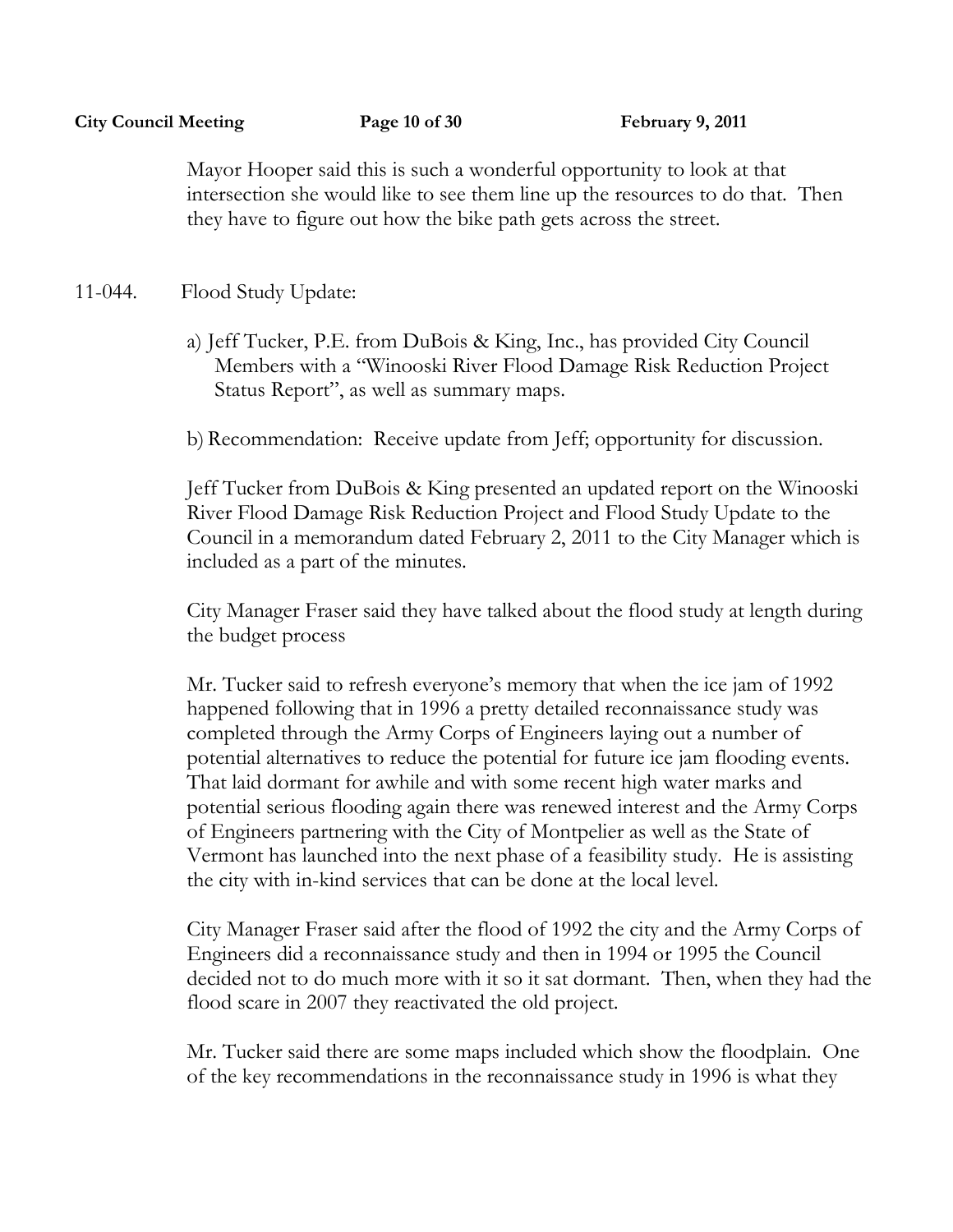Mayor Hooper said this is such a wonderful opportunity to look at that intersection she would like to see them line up the resources to do that. Then they have to figure out how the bike path gets across the street.

11-044. Flood Study Update:

a) Jeff Tucker, P.E. from DuBois & King, Inc., has provided City Council Members with a "Winooski River Flood Damage Risk Reduction Project Status Report", as well as summary maps.

b) Recommendation: Receive update from Jeff; opportunity for discussion.

Jeff Tucker from DuBois & King presented an updated report on the Winooski River Flood Damage Risk Reduction Project and Flood Study Update to the Council in a memorandum dated February 2, 2011 to the City Manager which is included as a part of the minutes.

City Manager Fraser said they have talked about the flood study at length during the budget process

Mr. Tucker said to refresh everyone's memory that when the ice jam of 1992 happened following that in 1996 a pretty detailed reconnaissance study was completed through the Army Corps of Engineers laying out a number of potential alternatives to reduce the potential for future ice jam flooding events. That laid dormant for awhile and with some recent high water marks and potential serious flooding again there was renewed interest and the Army Corps of Engineers partnering with the City of Montpelier as well as the State of Vermont has launched into the next phase of a feasibility study. He is assisting the city with in-kind services that can be done at the local level.

City Manager Fraser said after the flood of 1992 the city and the Army Corps of Engineers did a reconnaissance study and then in 1994 or 1995 the Council decided not to do much more with it so it sat dormant. Then, when they had the flood scare in 2007 they reactivated the old project.

Mr. Tucker said there are some maps included which show the floodplain. One of the key recommendations in the reconnaissance study in 1996 is what they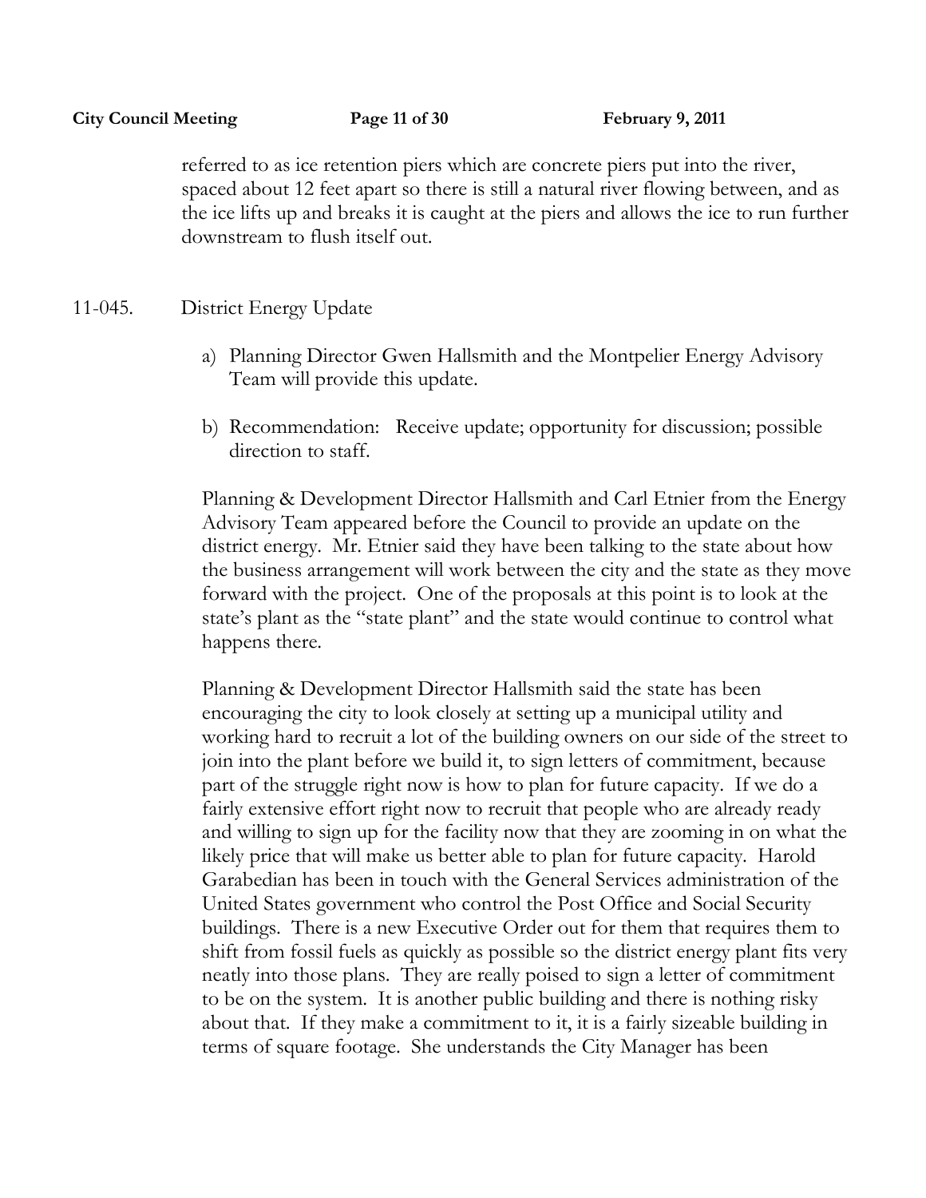referred to as ice retention piers which are concrete piers put into the river, spaced about 12 feet apart so there is still a natural river flowing between, and as the ice lifts up and breaks it is caught at the piers and allows the ice to run further downstream to flush itself out.

11-045. District Energy Update

a) Planning Director Gwen Hallsmith and the Montpelier Energy Advisory Team will provide this update.

b) Recommendation: Receive update; opportunity for discussion; possible direction to staff.

Planning & Development Director Hallsmith and Carl Etnier from the Energy Advisory Team appeared before the Council to provide an update on the district energy. Mr. Etnier said they have been talking to the state about how the business arrangement will work between the city and the state as they move forward with the project. One of the proposals at this point is to look at the state's plant as the "state plant" and the state would continue to control what happens there.

Planning & Development Director Hallsmith said the state has been encouraging the city to look closely at setting up a municipal utility and working hard to recruit a lot of the building owners on our side of the street to join into the plant before we build it, to sign letters of commitment, because part of the struggle right now is how to plan for future capacity. If we do a fairly extensive effort right now to recruit that people who are already ready and willing to sign up for the facility now that they are zooming in on what the likely price that will make us better able to plan for future capacity. Harold Garabedian has been in touch with the General Services administration of the United States government who control the Post Office and Social Security buildings. There is a new Executive Order out for them that requires them to shift from fossil fuels as quickly as possible so the district energy plant fits very neatly into those plans. They are really poised to sign a letter of commitment to be on the system. It is another public building and there is nothing risky about that. If they make a commitment to it, it is a fairly sizeable building in terms of square footage. She understands the City Manager has been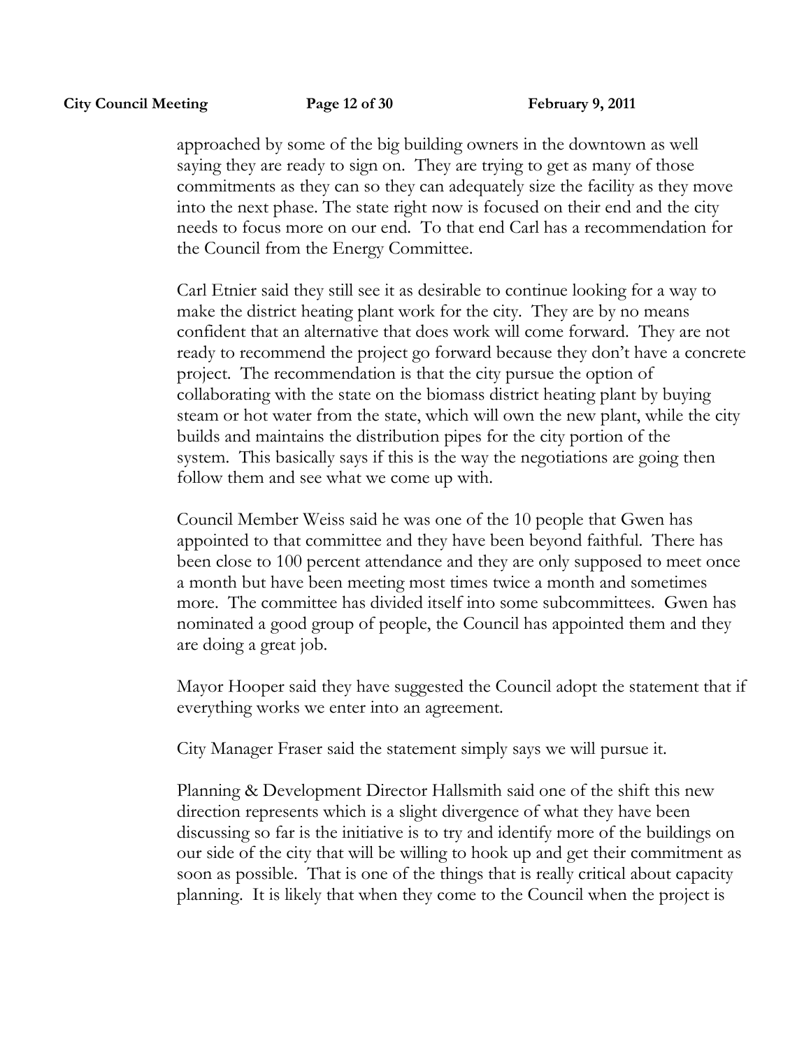approached by some of the big building owners in the downtown as well saying they are ready to sign on. They are trying to get as many of those commitments as they can so they can adequately size the facility as they move into the next phase. The state right now is focused on their end and the city needs to focus more on our end. To that end Carl has a recommendation for the Council from the Energy Committee.

Carl Etnier said they still see it as desirable to continue looking for a way to make the district heating plant work for the city. They are by no means confident that an alternative that does work will come forward. They are not ready to recommend the project go forward because they don't have a concrete project. The recommendation is that the city pursue the option of collaborating with the state on the biomass district heating plant by buying steam or hot water from the state, which will own the new plant, while the city builds and maintains the distribution pipes for the city portion of the system. This basically says if this is the way the negotiations are going then follow them and see what we come up with.

Council Member Weiss said he was one of the 10 people that Gwen has appointed to that committee and they have been beyond faithful. There has been close to 100 percent attendance and they are only supposed to meet once a month but have been meeting most times twice a month and sometimes more. The committee has divided itself into some subcommittees. Gwen has nominated a good group of people, the Council has appointed them and they are doing a great job.

Mayor Hooper said they have suggested the Council adopt the statement that if everything works we enter into an agreement.

City Manager Fraser said the statement simply says we will pursue it.

Planning & Development Director Hallsmith said one of the shift this new direction represents which is a slight divergence of what they have been discussing so far is the initiative is to try and identify more of the buildings on our side of the city that will be willing to hook up and get their commitment as soon as possible. That is one of the things that is really critical about capacity planning. It is likely that when they come to the Council when the project is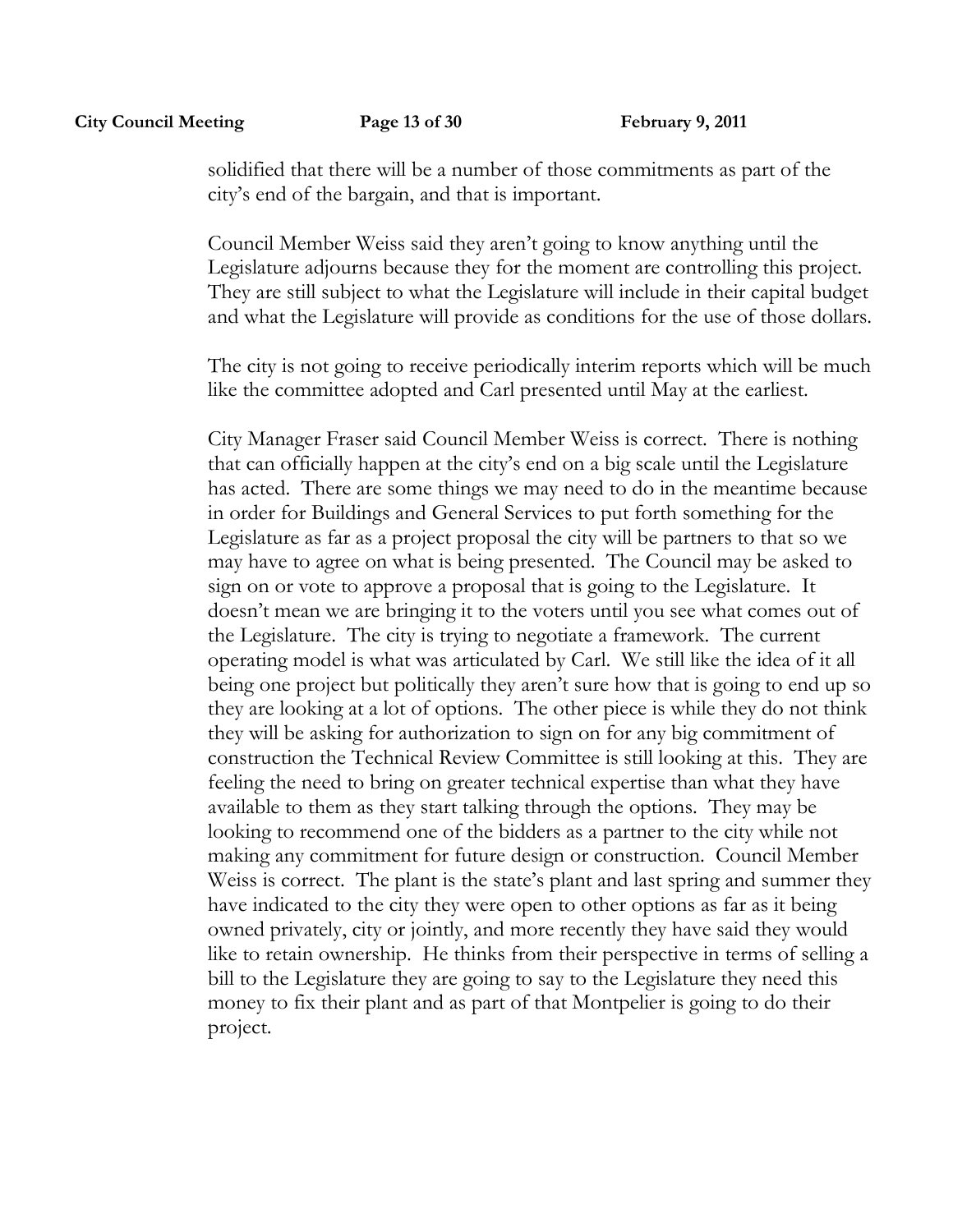solidified that there will be a number of those commitments as part of the city's end of the bargain, and that is important.

Council Member Weiss said they aren't going to know anything until the Legislature adjourns because they for the moment are controlling this project. They are still subject to what the Legislature will include in their capital budget and what the Legislature will provide as conditions for the use of those dollars.

The city is not going to receive periodically interim reports which will be much like the committee adopted and Carl presented until May at the earliest.

City Manager Fraser said Council Member Weiss is correct. There is nothing that can officially happen at the city's end on a big scale until the Legislature has acted. There are some things we may need to do in the meantime because in order for Buildings and General Services to put forth something for the Legislature as far as a project proposal the city will be partners to that so we may have to agree on what is being presented. The Council may be asked to sign on or vote to approve a proposal that is going to the Legislature. It doesn't mean we are bringing it to the voters until you see what comes out of the Legislature. The city is trying to negotiate a framework. The current operating model is what was articulated by Carl. We still like the idea of it all being one project but politically they aren't sure how that is going to end up so they are looking at a lot of options. The other piece is while they do not think they will be asking for authorization to sign on for any big commitment of construction the Technical Review Committee is still looking at this. They are feeling the need to bring on greater technical expertise than what they have available to them as they start talking through the options. They may be looking to recommend one of the bidders as a partner to the city while not making any commitment for future design or construction. Council Member Weiss is correct. The plant is the state's plant and last spring and summer they have indicated to the city they were open to other options as far as it being owned privately, city or jointly, and more recently they have said they would like to retain ownership. He thinks from their perspective in terms of selling a bill to the Legislature they are going to say to the Legislature they need this money to fix their plant and as part of that Montpelier is going to do their project.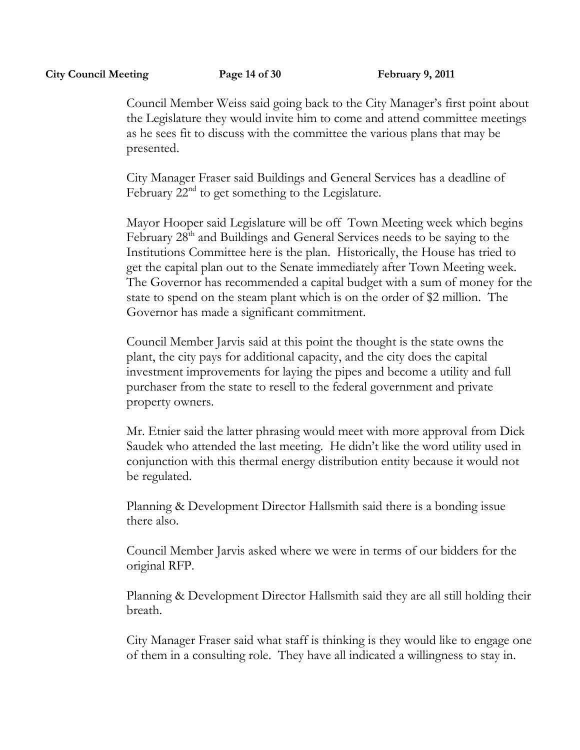Council Member Weiss said going back to the City Manager's first point about the Legislature they would invite him to come and attend committee meetings as he sees fit to discuss with the committee the various plans that may be presented.

City Manager Fraser said Buildings and General Services has a deadline of February 22nd to get something to the Legislature.

Mayor Hooper said Legislature will be off Town Meeting week which begins February 28th and Buildings and General Services needs to be saying to the Institutions Committee here is the plan. Historically, the House has tried to get the capital plan out to the Senate immediately after Town Meeting week. The Governor has recommended a capital budget with a sum of money for the state to spend on the steam plant which is on the order of $2 million. The Governor has made a significant commitment.

Council Member Jarvis said at this point the thought is the state owns the plant, the city pays for additional capacity, and the city does the capital investment improvements for laying the pipes and become a utility and full purchaser from the state to resell to the federal government and private property owners.

Mr. Etnier said the latter phrasing would meet with more approval from Dick Saudek who attended the last meeting. He didn't like the word utility used in conjunction with this thermal energy distribution entity because it would not be regulated.

Planning & Development Director Hallsmith said there is a bonding issue there also.

Council Member Jarvis asked where we were in terms of our bidders for the original RFP.

Planning & Development Director Hallsmith said they are all still holding their breath.

City Manager Fraser said what staff is thinking is they would like to engage one of them in a consulting role. They have all indicated a willingness to stay in.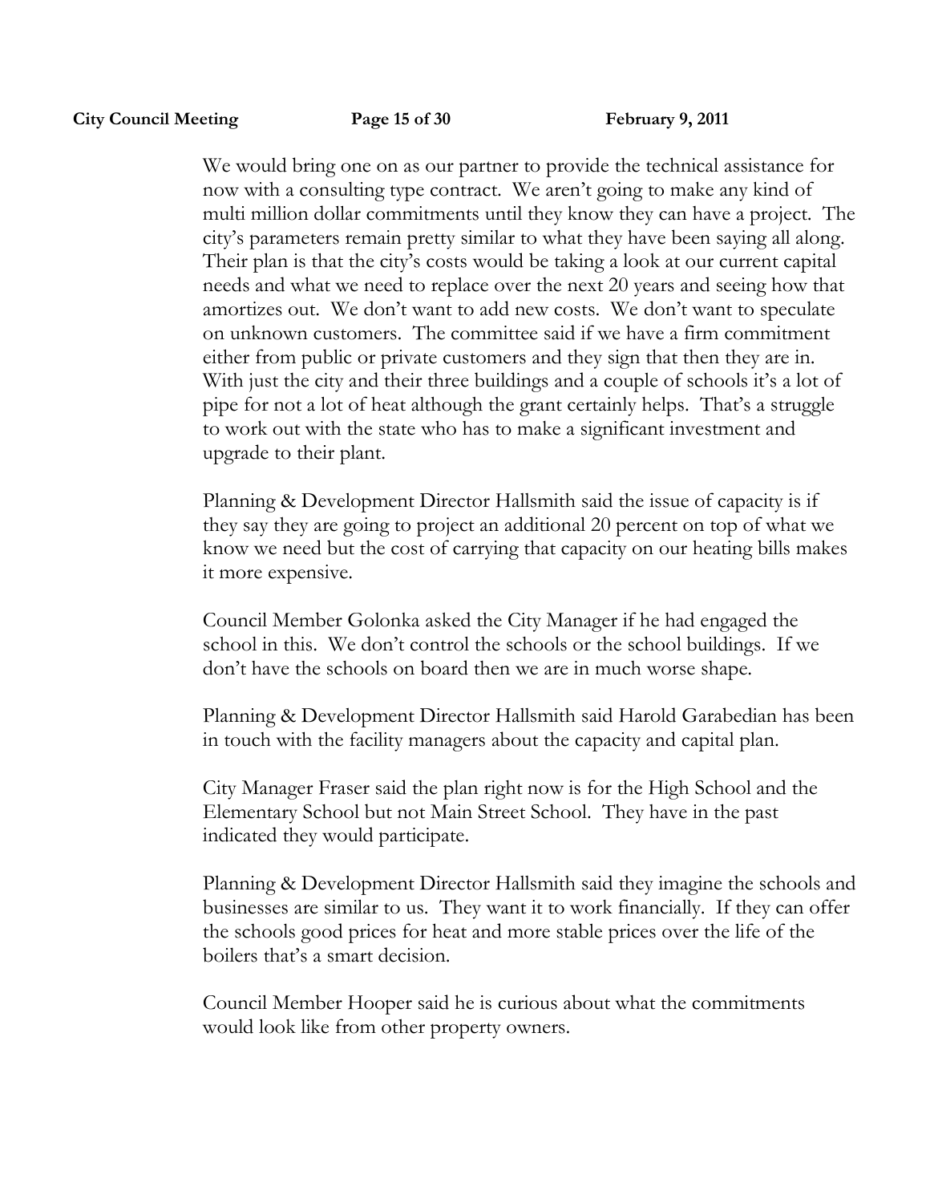We would bring one on as our partner to provide the technical assistance for now with a consulting type contract. We aren't going to make any kind of multi million dollar commitments until they know they can have a project. The city's parameters remain pretty similar to what they have been saying all along. Their plan is that the city's costs would be taking a look at our current capital needs and what we need to replace over the next 20 years and seeing how that amortizes out. We don't want to add new costs. We don't want to speculate on unknown customers. The committee said if we have a firm commitment either from public or private customers and they sign that then they are in. With just the city and their three buildings and a couple of schools it's a lot of pipe for not a lot of heat although the grant certainly helps. That's a struggle to work out with the state who has to make a significant investment and upgrade to their plant.

Planning & Development Director Hallsmith said the issue of capacity is if they say they are going to project an additional 20 percent on top of what we know we need but the cost of carrying that capacity on our heating bills makes it more expensive.

Council Member Golonka asked the City Manager if he had engaged the school in this. We don't control the schools or the school buildings. If we don't have the schools on board then we are in much worse shape.

Planning & Development Director Hallsmith said Harold Garabedian has been in touch with the facility managers about the capacity and capital plan.

City Manager Fraser said the plan right now is for the High School and the Elementary School but not Main Street School. They have in the past indicated they would participate.

Planning & Development Director Hallsmith said they imagine the schools and businesses are similar to us. They want it to work financially. If they can offer the schools good prices for heat and more stable prices over the life of the boilers that's a smart decision.

Council Member Hooper said he is curious about what the commitments would look like from other property owners.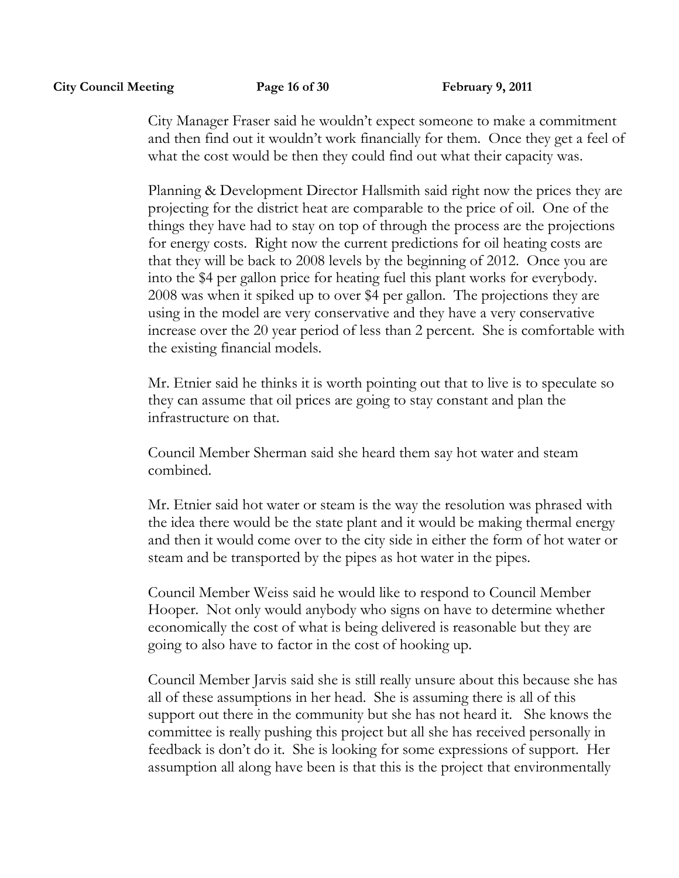City Manager Fraser said he wouldn't expect someone to make a commitment and then find out it wouldn't work financially for them. Once they get a feel of what the cost would be then they could find out what their capacity was.

Planning & Development Director Hallsmith said right now the prices they are projecting for the district heat are comparable to the price of oil. One of the things they have had to stay on top of through the process are the projections for energy costs. Right now the current predictions for oil heating costs are that they will be back to 2008 levels by the beginning of 2012. Once you are into the $4 per gallon price for heating fuel this plant works for everybody. 2008 was when it spiked up to over $4 per gallon. The projections they are using in the model are very conservative and they have a very conservative increase over the 20 year period of less than 2 percent. She is comfortable with the existing financial models.

Mr. Etnier said he thinks it is worth pointing out that to live is to speculate so they can assume that oil prices are going to stay constant and plan the infrastructure on that.

Council Member Sherman said she heard them say hot water and steam combined.

Mr. Etnier said hot water or steam is the way the resolution was phrased with the idea there would be the state plant and it would be making thermal energy and then it would come over to the city side in either the form of hot water or steam and be transported by the pipes as hot water in the pipes.

Council Member Weiss said he would like to respond to Council Member Hooper. Not only would anybody who signs on have to determine whether economically the cost of what is being delivered is reasonable but they are going to also have to factor in the cost of hooking up.

Council Member Jarvis said she is still really unsure about this because she has all of these assumptions in her head. She is assuming there is all of this support out there in the community but she has not heard it. She knows the committee is really pushing this project but all she has received personally in feedback is don't do it. She is looking for some expressions of support. Her assumption all along have been is that this is the project that environmentally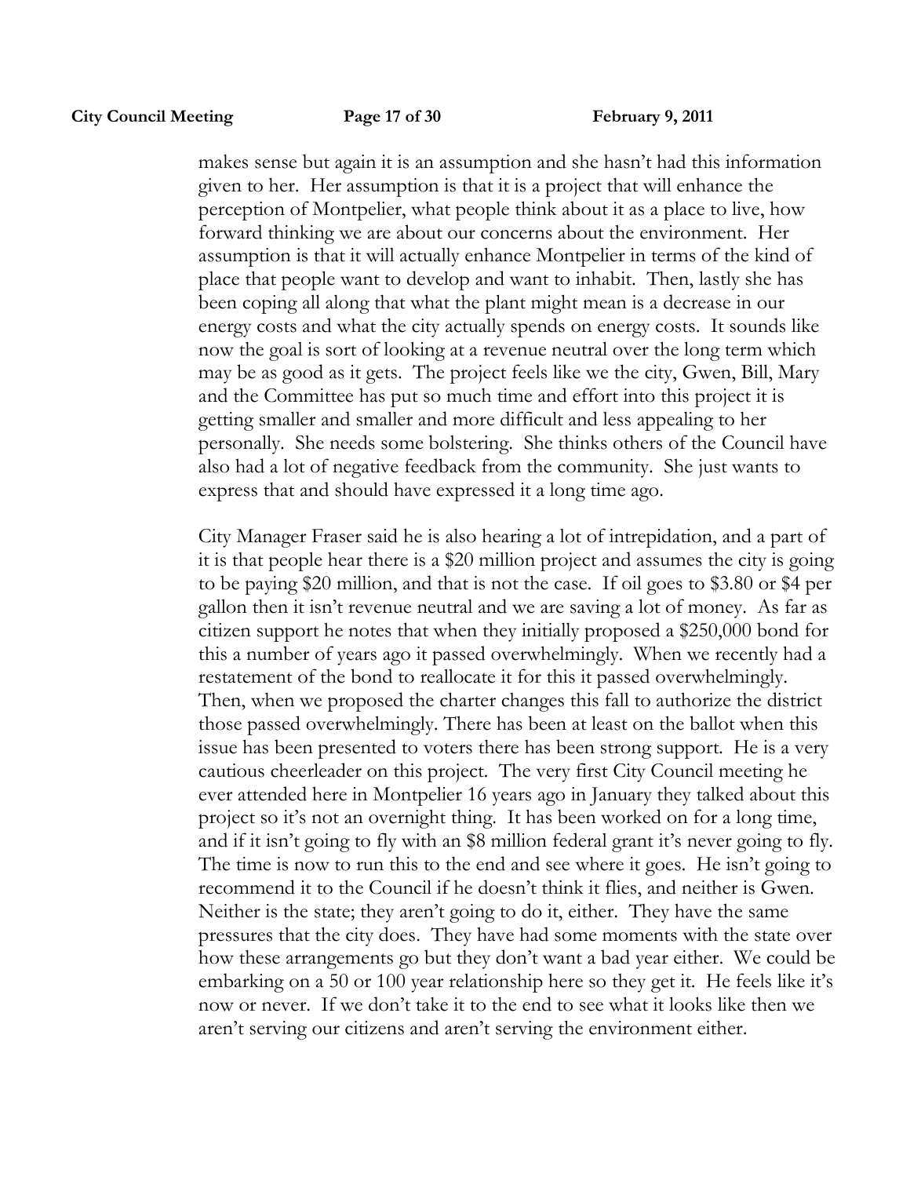makes sense but again it is an assumption and she hasn't had this information given to her. Her assumption is that it is a project that will enhance the perception of Montpelier, what people think about it as a place to live, how forward thinking we are about our concerns about the environment. Her assumption is that it will actually enhance Montpelier in terms of the kind of place that people want to develop and want to inhabit. Then, lastly she has been coping all along that what the plant might mean is a decrease in our energy costs and what the city actually spends on energy costs. It sounds like now the goal is sort of looking at a revenue neutral over the long term which may be as good as it gets. The project feels like we the city, Gwen, Bill, Mary and the Committee has put so much time and effort into this project it is getting smaller and smaller and more difficult and less appealing to her personally. She needs some bolstering. She thinks others of the Council have also had a lot of negative feedback from the community. She just wants to express that and should have expressed it a long time ago.

City Manager Fraser said he is also hearing a lot of intrepidation, and a part of it is that people hear there is a $20 million project and assumes the city is going to be paying $20 million, and that is not the case. If oil goes to $3.80 or $4 per gallon then it isn't revenue neutral and we are saving a lot of money. As far as citizen support he notes that when they initially proposed a $250,000 bond for this a number of years ago it passed overwhelmingly. When we recently had a restatement of the bond to reallocate it for this it passed overwhelmingly. Then, when we proposed the charter changes this fall to authorize the district those passed overwhelmingly. There has been at least on the ballot when this issue has been presented to voters there has been strong support. He is a very cautious cheerleader on this project. The very first City Council meeting he ever attended here in Montpelier 16 years ago in January they talked about this project so it's not an overnight thing. It has been worked on for a long time, and if it isn't going to fly with an $8 million federal grant it's never going to fly. The time is now to run this to the end and see where it goes. He isn't going to recommend it to the Council if he doesn't think it flies, and neither is Gwen. Neither is the state; they aren't going to do it, either. They have the same pressures that the city does. They have had some moments with the state over how these arrangements go but they don't want a bad year either. We could be embarking on a 50 or 100 year relationship here so they get it. He feels like it's now or never. If we don't take it to the end to see what it looks like then we aren't serving our citizens and aren't serving the environment either.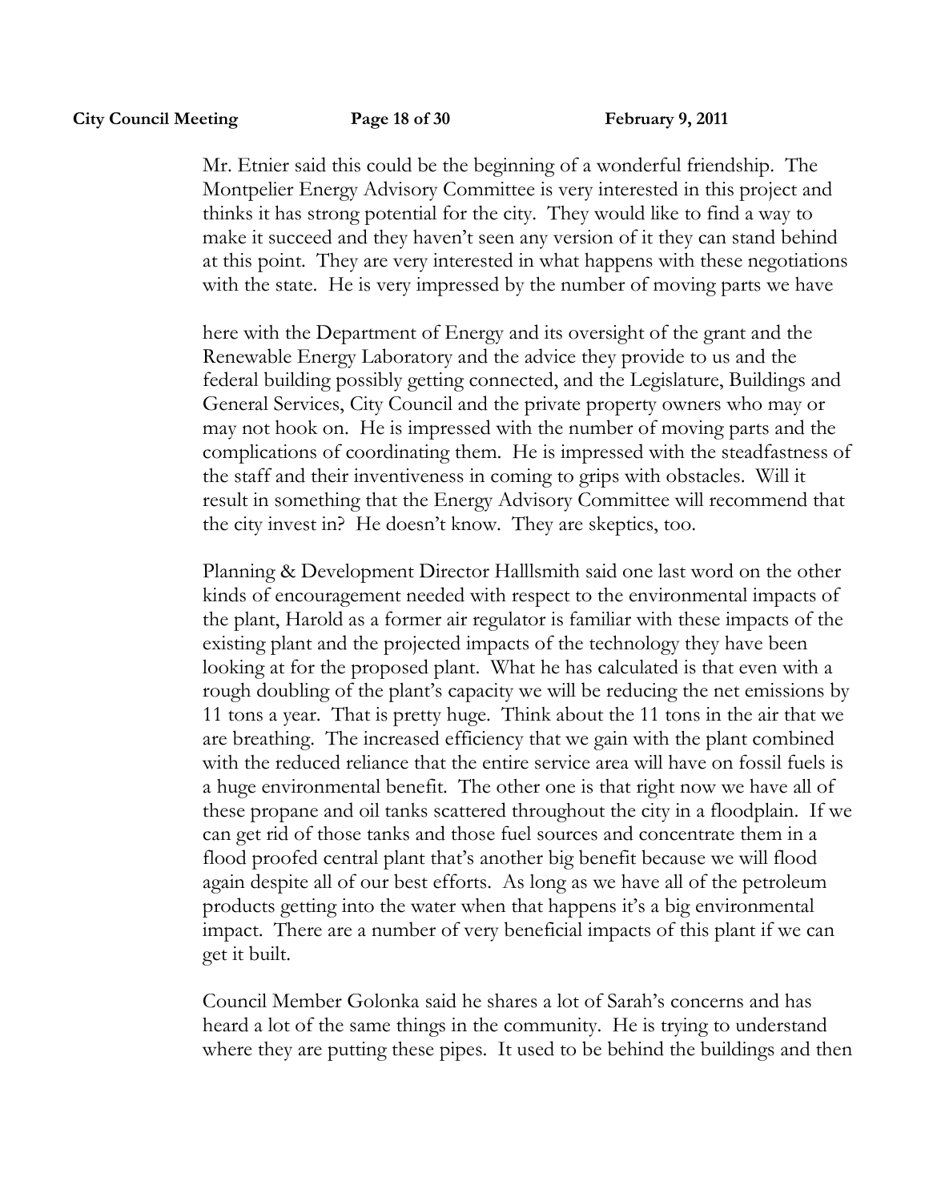Mr. Etnier said this could be the beginning of a wonderful friendship. The Montpelier Energy Advisory Committee is very interested in this project and thinks it has strong potential for the city. They would like to find a way to make it succeed and they haven't seen any version of it they can stand behind at this point. They are very interested in what happens with these negotiations with the state. He is very impressed by the number of moving parts we have

here with the Department of Energy and its oversight of the grant and the Renewable Energy Laboratory and the advice they provide to us and the federal building possibly getting connected, and the Legislature, Buildings and General Services, City Council and the private property owners who may or may not hook on. He is impressed with the number of moving parts and the complications of coordinating them. He is impressed with the steadfastness of the staff and their inventiveness in coming to grips with obstacles. Will it result in something that the Energy Advisory Committee will recommend that the city invest in? He doesn't know. They are skeptics, too.

Planning & Development Director Halllsmith said one last word on the other kinds of encouragement needed with respect to the environmental impacts of the plant, Harold as a former air regulator is familiar with these impacts of the existing plant and the projected impacts of the technology they have been looking at for the proposed plant. What he has calculated is that even with a rough doubling of the plant's capacity we will be reducing the net emissions by 11 tons a year. That is pretty huge. Think about the 11 tons in the air that we are breathing. The increased efficiency that we gain with the plant combined with the reduced reliance that the entire service area will have on fossil fuels is a huge environmental benefit. The other one is that right now we have all of these propane and oil tanks scattered throughout the city in a floodplain. If we can get rid of those tanks and those fuel sources and concentrate them in a flood proofed central plant that's another big benefit because we will flood again despite all of our best efforts. As long as we have all of the petroleum products getting into the water when that happens it's a big environmental impact. There are a number of very beneficial impacts of this plant if we can get it built.

Council Member Golonka said he shares a lot of Sarah's concerns and has heard a lot of the same things in the community. He is trying to understand where they are putting these pipes. It used to be behind the buildings and then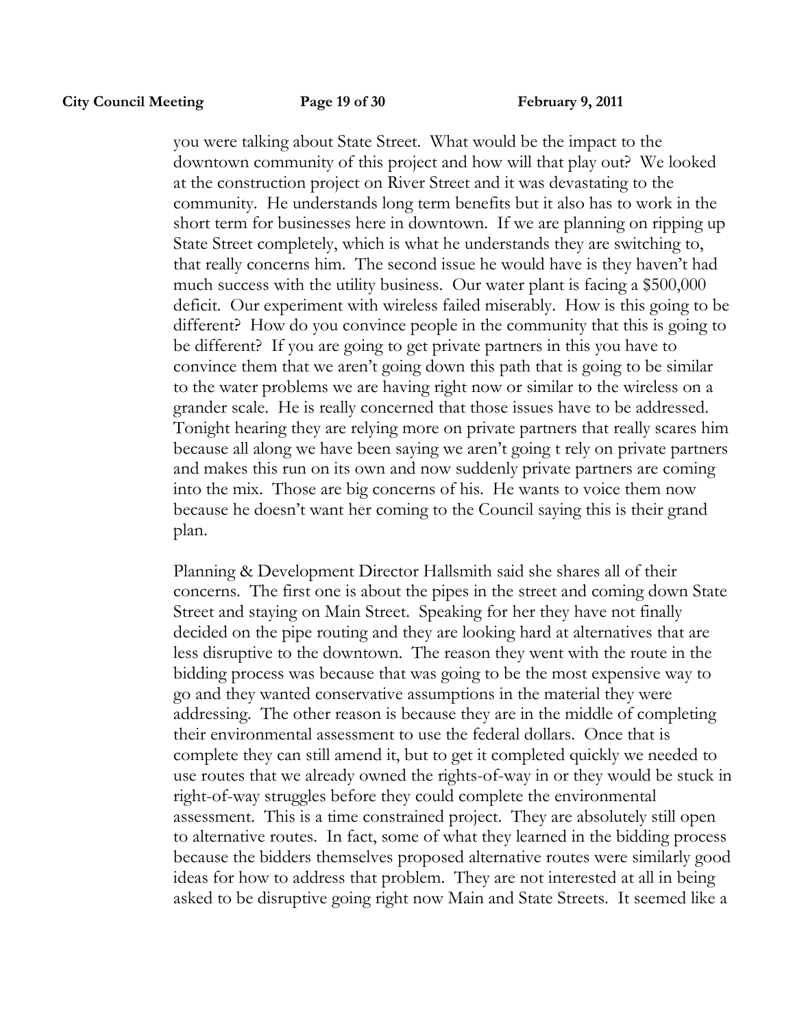you were talking about State Street. What would be the impact to the downtown community of this project and how will that play out? We looked at the construction project on River Street and it was devastating to the community. He understands long term benefits but it also has to work in the short term for businesses here in downtown. If we are planning on ripping up State Street completely, which is what he understands they are switching to, that really concerns him. The second issue he would have is they haven't had much success with the utility business. Our water plant is facing a $500,000 deficit. Our experiment with wireless failed miserably. How is this going to be different? How do you convince people in the community that this is going to be different? If you are going to get private partners in this you have to convince them that we aren't going down this path that is going to be similar to the water problems we are having right now or similar to the wireless on a grander scale. He is really concerned that those issues have to be addressed. Tonight hearing they are relying more on private partners that really scares him because all along we have been saying we aren't going t rely on private partners and makes this run on its own and now suddenly private partners are coming into the mix. Those are big concerns of his. He wants to voice them now because he doesn't want her coming to the Council saying this is their grand plan.

Planning & Development Director Hallsmith said she shares all of their concerns. The first one is about the pipes in the street and coming down State Street and staying on Main Street. Speaking for her they have not finally decided on the pipe routing and they are looking hard at alternatives that are less disruptive to the downtown. The reason they went with the route in the bidding process was because that was going to be the most expensive way to go and they wanted conservative assumptions in the material they were addressing. The other reason is because they are in the middle of completing their environmental assessment to use the federal dollars. Once that is complete they can still amend it, but to get it completed quickly we needed to use routes that we already owned the rights-of-way in or they would be stuck in right-of-way struggles before they could complete the environmental assessment. This is a time constrained project. They are absolutely still open to alternative routes. In fact, some of what they learned in the bidding process because the bidders themselves proposed alternative routes were similarly good ideas for how to address that problem. They are not interested at all in being asked to be disruptive going right now Main and State Streets. It seemed like a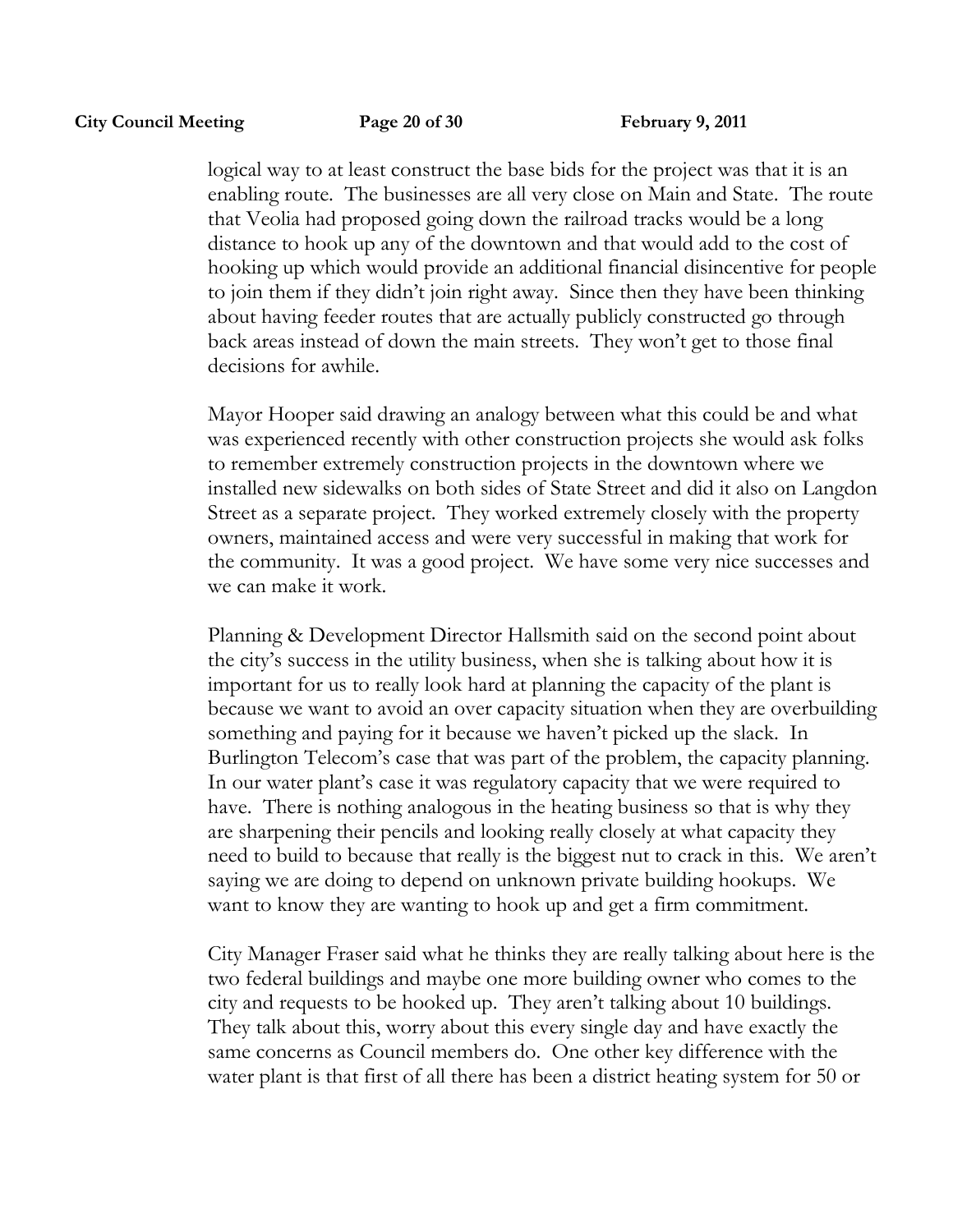logical way to at least construct the base bids for the project was that it is an enabling route. The businesses are all very close on Main and State. The route that Veolia had proposed going down the railroad tracks would be a long distance to hook up any of the downtown and that would add to the cost of hooking up which would provide an additional financial disincentive for people to join them if they didn't join right away. Since then they have been thinking about having feeder routes that are actually publicly constructed go through back areas instead of down the main streets. They won't get to those final decisions for awhile.

Mayor Hooper said drawing an analogy between what this could be and what was experienced recently with other construction projects she would ask folks to remember extremely construction projects in the downtown where we installed new sidewalks on both sides of State Street and did it also on Langdon Street as a separate project. They worked extremely closely with the property owners, maintained access and were very successful in making that work for the community. It was a good project. We have some very nice successes and we can make it work.

Planning & Development Director Hallsmith said on the second point about the city's success in the utility business, when she is talking about how it is important for us to really look hard at planning the capacity of the plant is because we want to avoid an over capacity situation when they are overbuilding something and paying for it because we haven't picked up the slack. In Burlington Telecom's case that was part of the problem, the capacity planning. In our water plant's case it was regulatory capacity that we were required to have. There is nothing analogous in the heating business so that is why they are sharpening their pencils and looking really closely at what capacity they need to build to because that really is the biggest nut to crack in this. We aren't saying we are doing to depend on unknown private building hookups. We want to know they are wanting to hook up and get a firm commitment.

City Manager Fraser said what he thinks they are really talking about here is the two federal buildings and maybe one more building owner who comes to the city and requests to be hooked up. They aren't talking about 10 buildings. They talk about this, worry about this every single day and have exactly the same concerns as Council members do. One other key difference with the water plant is that first of all there has been a district heating system for 50 or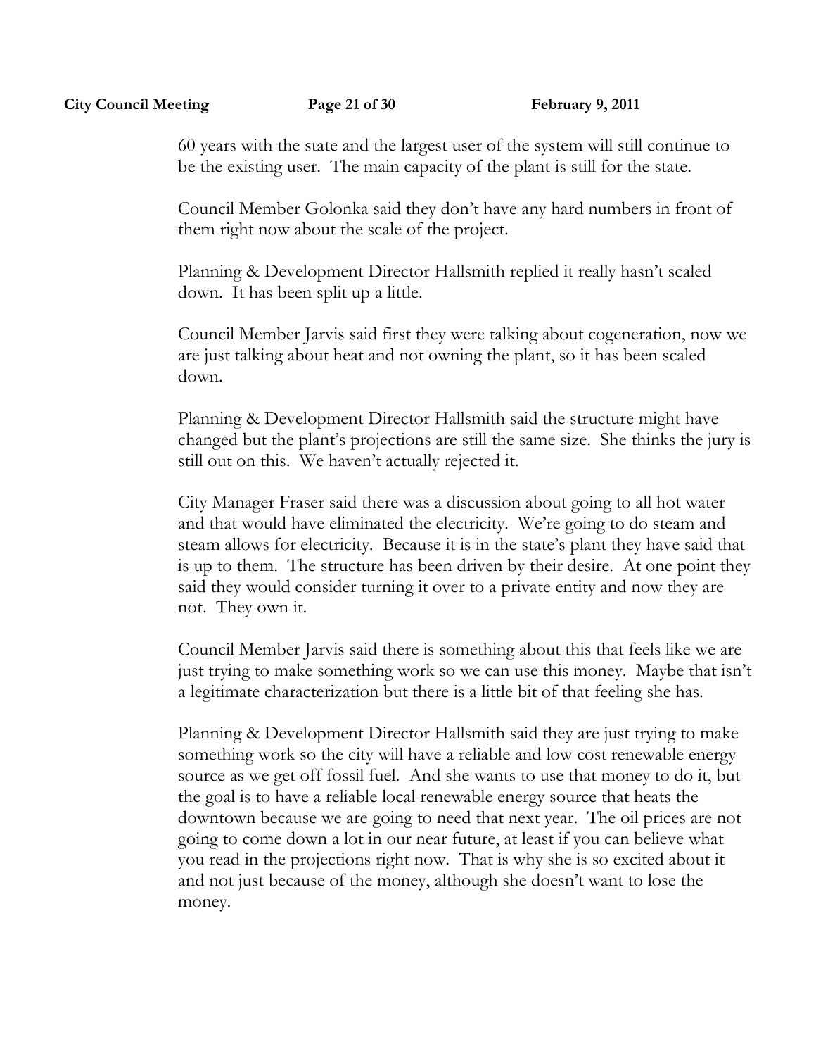60 years with the state and the largest user of the system will still continue to be the existing user. The main capacity of the plant is still for the state.

Council Member Golonka said they don't have any hard numbers in front of them right now about the scale of the project.

Planning & Development Director Hallsmith replied it really hasn't scaled down. It has been split up a little.

Council Member Jarvis said first they were talking about cogeneration, now we are just talking about heat and not owning the plant, so it has been scaled down.

Planning & Development Director Hallsmith said the structure might have changed but the plant's projections are still the same size. She thinks the jury is still out on this. We haven't actually rejected it.

City Manager Fraser said there was a discussion about going to all hot water and that would have eliminated the electricity. We're going to do steam and steam allows for electricity. Because it is in the state's plant they have said that is up to them. The structure has been driven by their desire. At one point they said they would consider turning it over to a private entity and now they are not. They own it.

Council Member Jarvis said there is something about this that feels like we are just trying to make something work so we can use this money. Maybe that isn't a legitimate characterization but there is a little bit of that feeling she has.

Planning & Development Director Hallsmith said they are just trying to make something work so the city will have a reliable and low cost renewable energy source as we get off fossil fuel. And she wants to use that money to do it, but the goal is to have a reliable local renewable energy source that heats the downtown because we are going to need that next year. The oil prices are not going to come down a lot in our near future, at least if you can believe what you read in the projections right now. That is why she is so excited about it and not just because of the money, although she doesn't want to lose the money.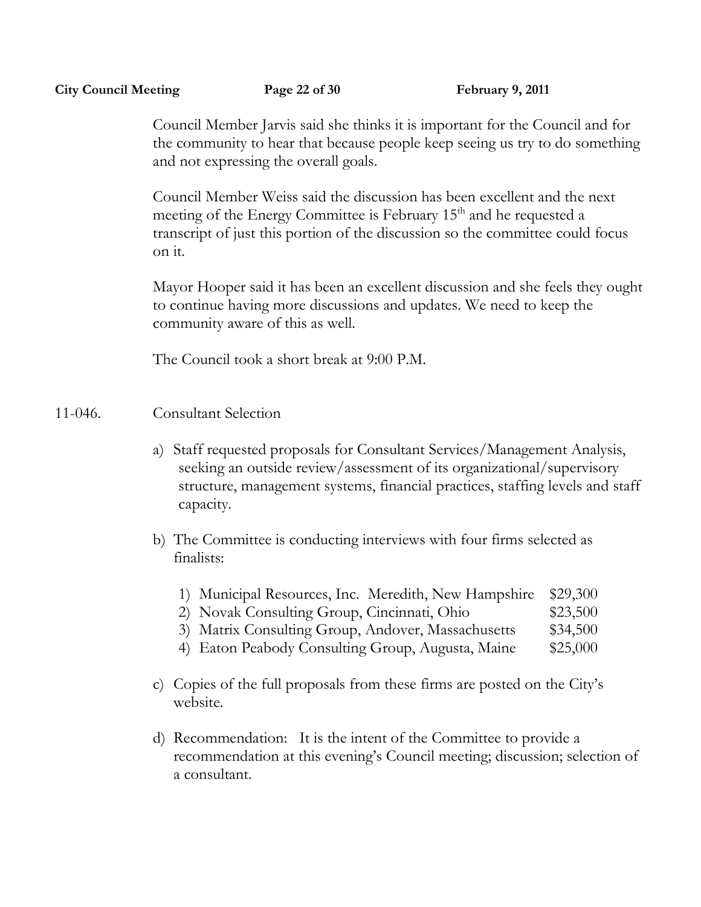Council Member Jarvis said she thinks it is important for the Council and for the community to hear that because people keep seeing us try to do something and not expressing the overall goals.

Council Member Weiss said the discussion has been excellent and the next meeting of the Energy Committee is February 15th and he requested a transcript of just this portion of the discussion so the committee could focus on it.

Mayor Hooper said it has been an excellent discussion and she feels they ought to continue having more discussions and updates. We need to keep the community aware of this as well.

The Council took a short break at 9:00 P.M.

11-046. Consultant Selection

a) Staff requested proposals for Consultant Services/Management Analysis, seeking an outside review/assessment of its organizational/supervisory structure, management systems, financial practices, staffing levels and staff capacity.

b) The Committee is conducting interviews with four firms selected as finalists:

   1) Municipal Resources, Inc. Meredith, New Hampshire $29,300
   2) Novak Consulting Group, Cincinnati, Ohio $23,500
   3) Matrix Consulting Group, Andover, Massachusetts $34,500
   4) Eaton Peabody Consulting Group, Augusta, Maine $25,000

c) Copies of the full proposals from these firms are posted on the City's website.

d) Recommendation: It is the intent of the Committee to provide a recommendation at this evening's Council meeting; discussion; selection of a consultant.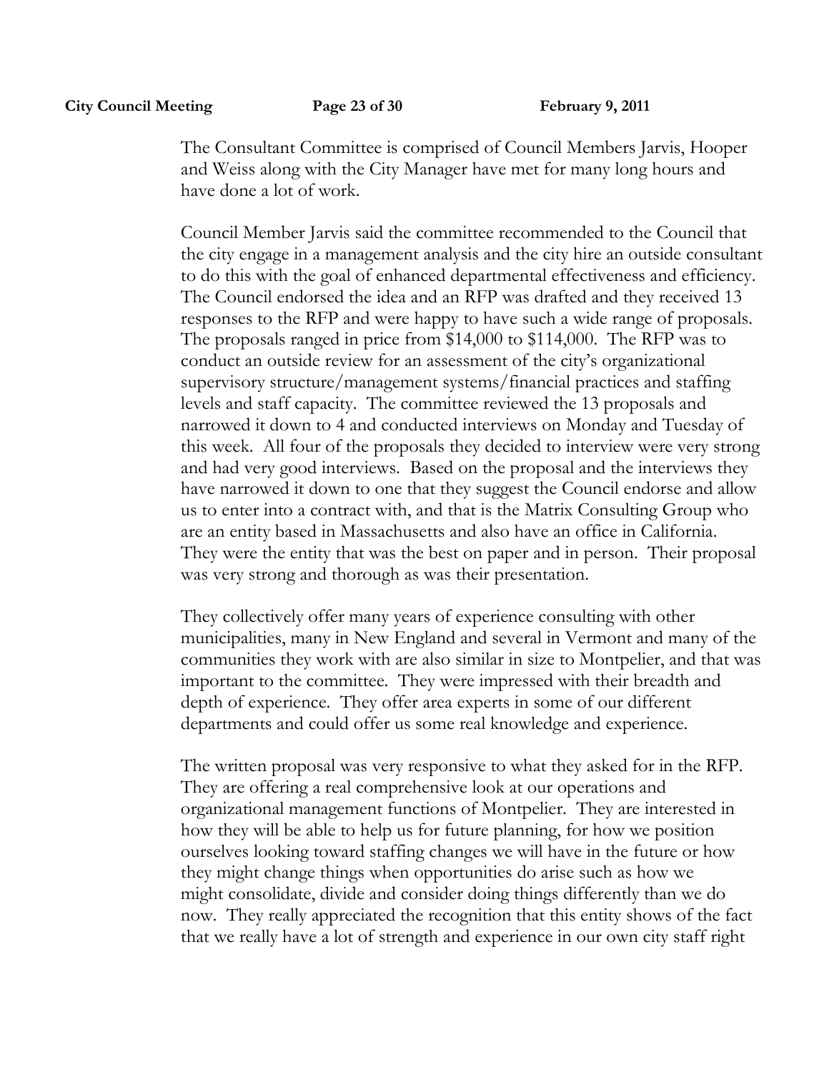The Consultant Committee is comprised of Council Members Jarvis, Hooper and Weiss along with the City Manager have met for many long hours and have done a lot of work.

Council Member Jarvis said the committee recommended to the Council that the city engage in a management analysis and the city hire an outside consultant to do this with the goal of enhanced departmental effectiveness and efficiency. The Council endorsed the idea and an RFP was drafted and they received 13 responses to the RFP and were happy to have such a wide range of proposals. The proposals ranged in price from $14,000 to $114,000. The RFP was to conduct an outside review for an assessment of the city's organizational supervisory structure/management systems/financial practices and staffing levels and staff capacity. The committee reviewed the 13 proposals and narrowed it down to 4 and conducted interviews on Monday and Tuesday of this week. All four of the proposals they decided to interview were very strong and had very good interviews. Based on the proposal and the interviews they have narrowed it down to one that they suggest the Council endorse and allow us to enter into a contract with, and that is the Matrix Consulting Group who are an entity based in Massachusetts and also have an office in California. They were the entity that was the best on paper and in person. Their proposal was very strong and thorough as was their presentation.

They collectively offer many years of experience consulting with other municipalities, many in New England and several in Vermont and many of the communities they work with are also similar in size to Montpelier, and that was important to the committee. They were impressed with their breadth and depth of experience. They offer area experts in some of our different departments and could offer us some real knowledge and experience.

The written proposal was very responsive to what they asked for in the RFP. They are offering a real comprehensive look at our operations and organizational management functions of Montpelier. They are interested in how they will be able to help us for future planning, for how we position ourselves looking toward staffing changes we will have in the future or how they might change things when opportunities do arise such as how we might consolidate, divide and consider doing things differently than we do now. They really appreciated the recognition that this entity shows of the fact that we really have a lot of strength and experience in our own city staff right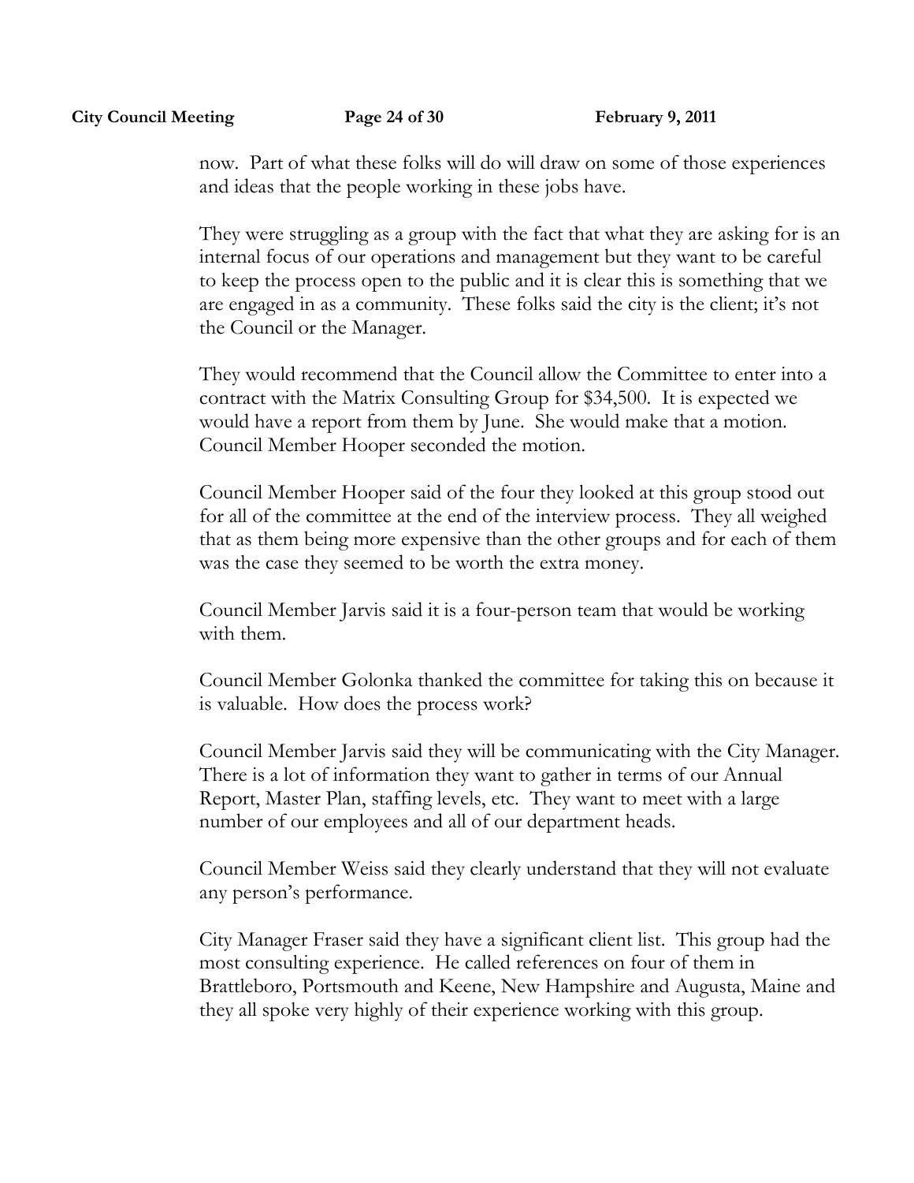now. Part of what these folks will do will draw on some of those experiences and ideas that the people working in these jobs have.

They were struggling as a group with the fact that what they are asking for is an internal focus of our operations and management but they want to be careful to keep the process open to the public and it is clear this is something that we are engaged in as a community. These folks said the city is the client; it's not the Council or the Manager.

They would recommend that the Council allow the Committee to enter into a contract with the Matrix Consulting Group for $34,500. It is expected we would have a report from them by June. She would make that a motion. Council Member Hooper seconded the motion.

Council Member Hooper said of the four they looked at this group stood out for all of the committee at the end of the interview process. They all weighed that as them being more expensive than the other groups and for each of them was the case they seemed to be worth the extra money.

Council Member Jarvis said it is a four-person team that would be working with them.

Council Member Golonka thanked the committee for taking this on because it is valuable. How does the process work?

Council Member Jarvis said they will be communicating with the City Manager. There is a lot of information they want to gather in terms of our Annual Report, Master Plan, staffing levels, etc. They want to meet with a large number of our employees and all of our department heads.

Council Member Weiss said they clearly understand that they will not evaluate any person's performance.

City Manager Fraser said they have a significant client list. This group had the most consulting experience. He called references on four of them in Brattleboro, Portsmouth and Keene, New Hampshire and Augusta, Maine and they all spoke very highly of their experience working with this group.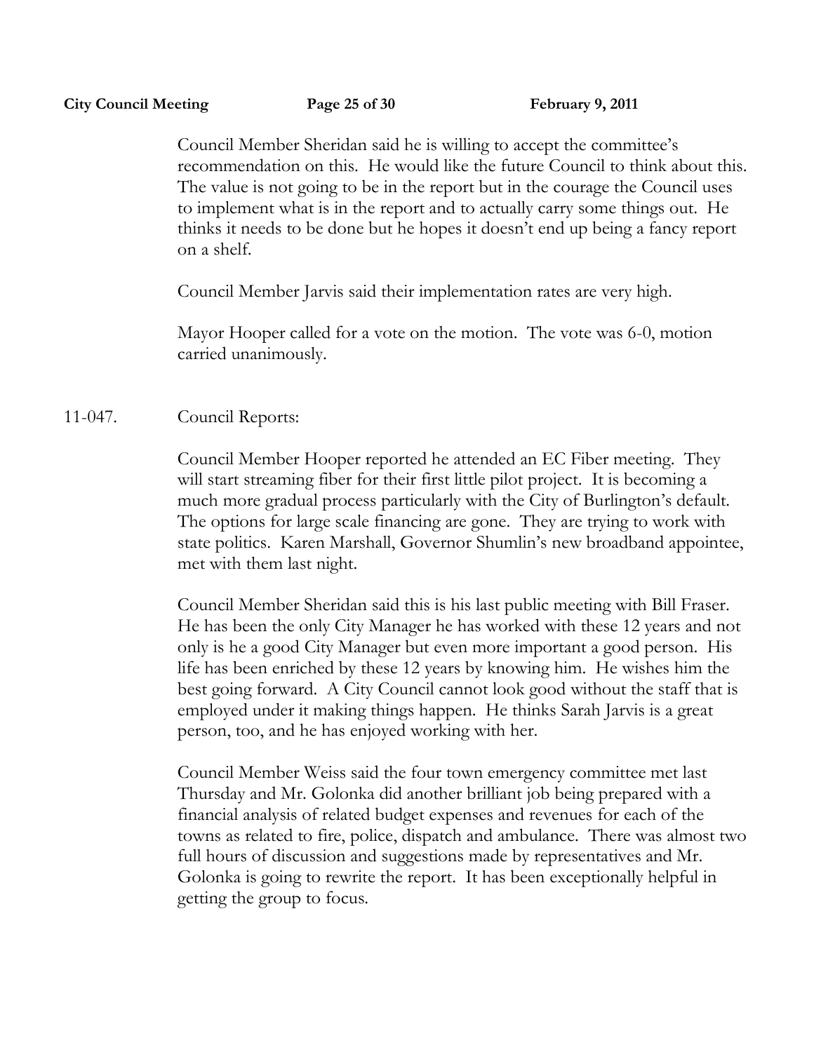Council Member Sheridan said he is willing to accept the committee's recommendation on this. He would like the future Council to think about this. The value is not going to be in the report but in the courage the Council uses to implement what is in the report and to actually carry some things out. He thinks it needs to be done but he hopes it doesn't end up being a fancy report on a shelf.

Council Member Jarvis said their implementation rates are very high.

Mayor Hooper called for a vote on the motion. The vote was 6-0, motion carried unanimously.

11-047. Council Reports:

Council Member Hooper reported he attended an EC Fiber meeting. They will start streaming fiber for their first little pilot project. It is becoming a much more gradual process particularly with the City of Burlington's default. The options for large scale financing are gone. They are trying to work with state politics. Karen Marshall, Governor Shumlin's new broadband appointee, met with them last night.

Council Member Sheridan said this is his last public meeting with Bill Fraser. He has been the only City Manager he has worked with these 12 years and not only is he a good City Manager but even more important a good person. His life has been enriched by these 12 years by knowing him. He wishes him the best going forward. A City Council cannot look good without the staff that is employed under it making things happen. He thinks Sarah Jarvis is a great person, too, and he has enjoyed working with her.

Council Member Weiss said the four town emergency committee met last Thursday and Mr. Golonka did another brilliant job being prepared with a financial analysis of related budget expenses and revenues for each of the towns as related to fire, police, dispatch and ambulance. There was almost two full hours of discussion and suggestions made by representatives and Mr. Golonka is going to rewrite the report. It has been exceptionally helpful in getting the group to focus.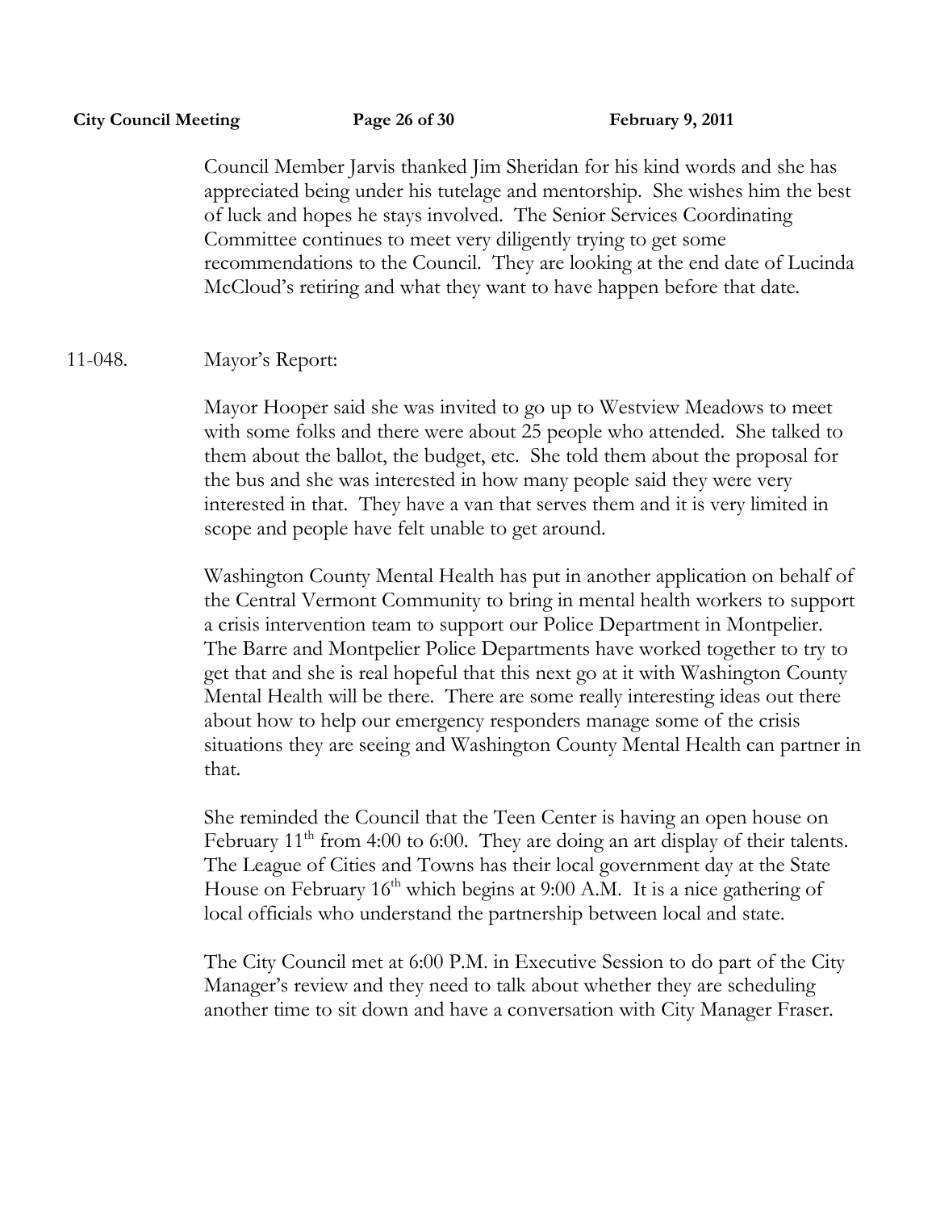Council Member Jarvis thanked Jim Sheridan for his kind words and she has appreciated being under his tutelage and mentorship. She wishes him the best of luck and hopes he stays involved. The Senior Services Coordinating Committee continues to meet very diligently trying to get some recommendations to the Council. They are looking at the end date of Lucinda McCloud's retiring and what they want to have happen before that date.

11-048. Mayor's Report:

Mayor Hooper said she was invited to go up to Westview Meadows to meet with some folks and there were about 25 people who attended. She talked to them about the ballot, the budget, etc. She told them about the proposal for the bus and she was interested in how many people said they were very interested in that. They have a van that serves them and it is very limited in scope and people have felt unable to get around.

Washington County Mental Health has put in another application on behalf of the Central Vermont Community to bring in mental health workers to support a crisis intervention team to support our Police Department in Montpelier. The Barre and Montpelier Police Departments have worked together to try to get that and she is real hopeful that this next go at it with Washington County Mental Health will be there. There are some really interesting ideas out there about how to help our emergency responders manage some of the crisis situations they are seeing and Washington County Mental Health can partner in that.

She reminded the Council that the Teen Center is having an open house on February 11th from 4:00 to 6:00. They are doing an art display of their talents. The League of Cities and Towns has their local government day at the State House on February 16th which begins at 9:00 A.M. It is a nice gathering of local officials who understand the partnership between local and state.

The City Council met at 6:00 P.M. in Executive Session to do part of the City Manager's review and they need to talk about whether they are scheduling another time to sit down and have a conversation with City Manager Fraser.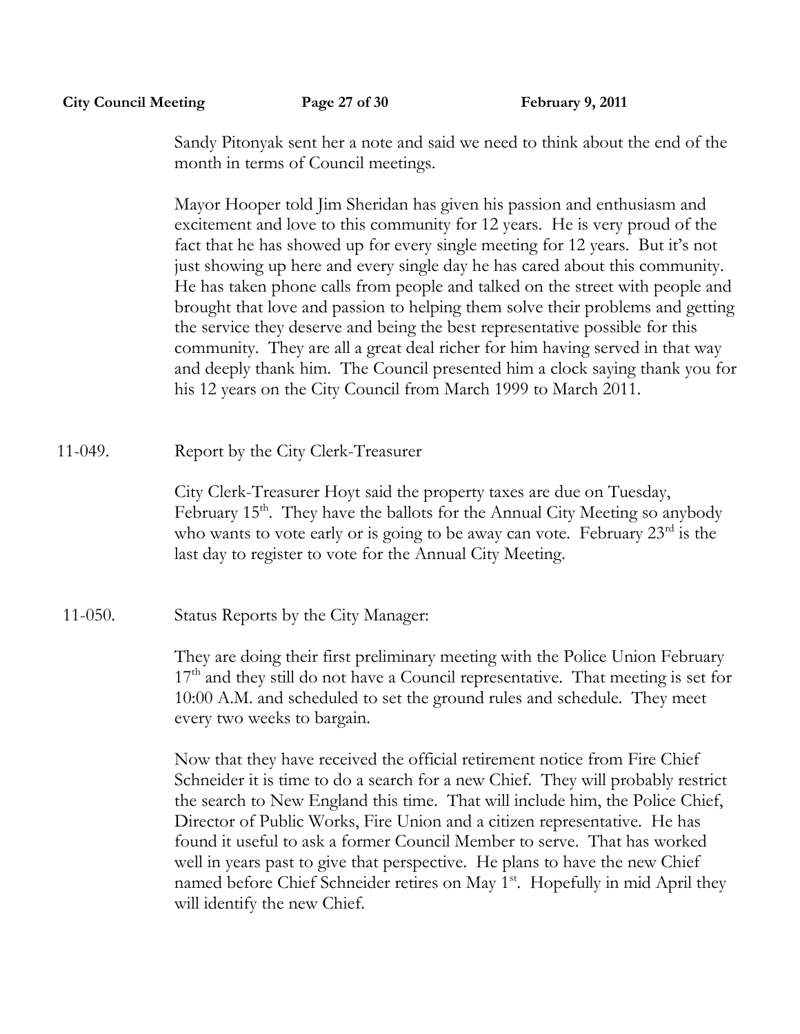Sandy Pitonyak sent her a note and said we need to think about the end of the month in terms of Council meetings.

Mayor Hooper told Jim Sheridan has given his passion and enthusiasm and excitement and love to this community for 12 years. He is very proud of the fact that he has showed up for every single meeting for 12 years. But it's not just showing up here and every single day he has cared about this community. He has taken phone calls from people and talked on the street with people and brought that love and passion to helping them solve their problems and getting the service they deserve and being the best representative possible for this community. They are all a great deal richer for him having served in that way and deeply thank him. The Council presented him a clock saying thank you for his 12 years on the City Council from March 1999 to March 2011.

11-049. Report by the City Clerk-Treasurer

City Clerk-Treasurer Hoyt said the property taxes are due on Tuesday, February 15th. They have the ballots for the Annual City Meeting so anybody who wants to vote early or is going to be away can vote. February 23rd is the last day to register to vote for the Annual City Meeting.

11-050. Status Reports by the City Manager:

They are doing their first preliminary meeting with the Police Union February 17th and they still do not have a Council representative. That meeting is set for 10:00 A.M. and scheduled to set the ground rules and schedule. They meet every two weeks to bargain.

Now that they have received the official retirement notice from Fire Chief Schneider it is time to do a search for a new Chief. They will probably restrict the search to New England this time. That will include him, the Police Chief, Director of Public Works, Fire Union and a citizen representative. He has found it useful to ask a former Council Member to serve. That has worked well in years past to give that perspective. He plans to have the new Chief named before Chief Schneider retires on May 1st. Hopefully in mid April they will identify the new Chief.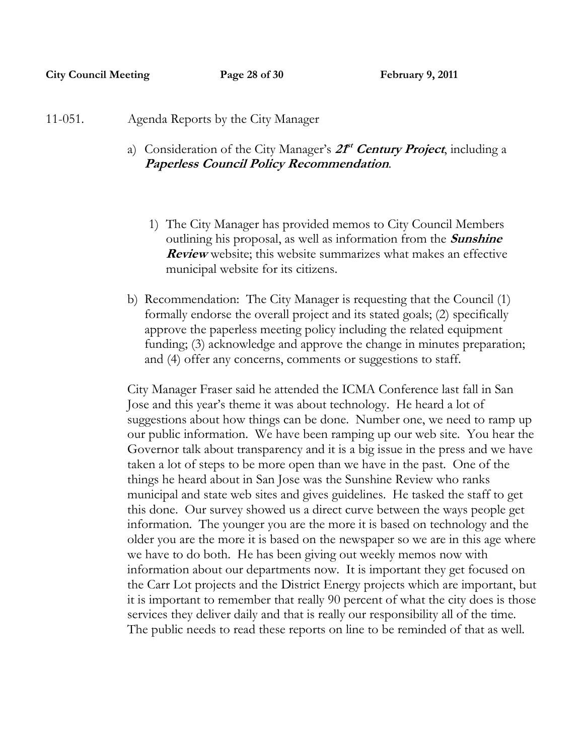11-051. Agenda Reports by the City Manager

a) Consideration of the City Manager's ***21st Century Project***, including a ***Paperless Council Policy Recommendation***.

   1) The City Manager has provided memos to City Council Members outlining his proposal, as well as information from the ***Sunshine Review*** website; this website summarizes what makes an effective municipal website for its citizens.

b) Recommendation: The City Manager is requesting that the Council (1) formally endorse the overall project and its stated goals; (2) specifically approve the paperless meeting policy including the related equipment funding; (3) acknowledge and approve the change in minutes preparation; and (4) offer any concerns, comments or suggestions to staff.

City Manager Fraser said he attended the ICMA Conference last fall in San Jose and this year's theme it was about technology. He heard a lot of suggestions about how things can be done. Number one, we need to ramp up our public information. We have been ramping up our web site. You hear the Governor talk about transparency and it is a big issue in the press and we have taken a lot of steps to be more open than we have in the past. One of the things he heard about in San Jose was the Sunshine Review who ranks municipal and state web sites and gives guidelines. He tasked the staff to get this done. Our survey showed us a direct curve between the ways people get information. The younger you are the more it is based on technology and the older you are the more it is based on the newspaper so we are in this age where we have to do both. He has been giving out weekly memos now with information about our departments now. It is important they get focused on the Carr Lot projects and the District Energy projects which are important, but it is important to remember that really 90 percent of what the city does is those services they deliver daily and that is really our responsibility all of the time. The public needs to read these reports on line to be reminded of that as well.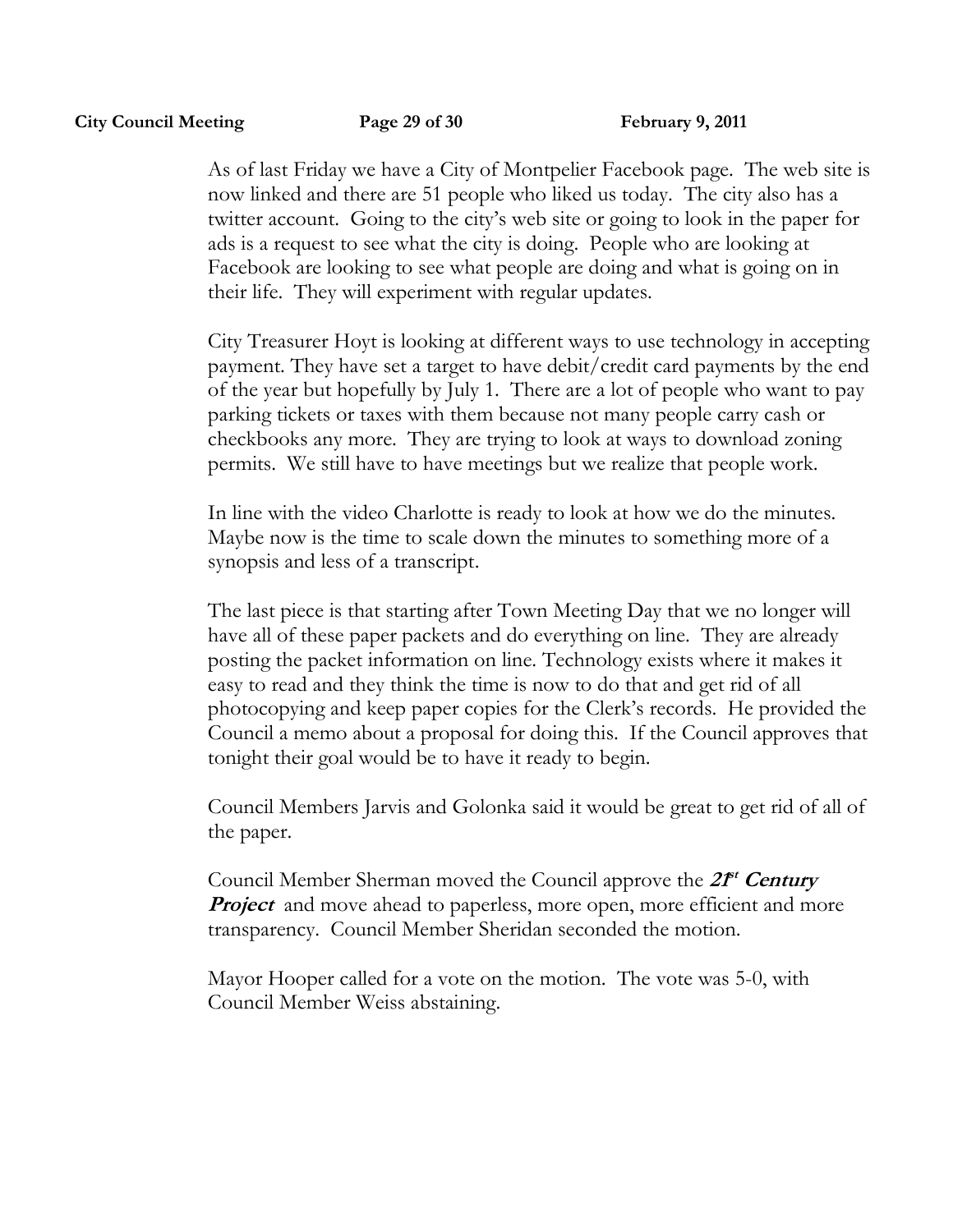As of last Friday we have a City of Montpelier Facebook page. The web site is now linked and there are 51 people who liked us today. The city also has a twitter account. Going to the city's web site or going to look in the paper for ads is a request to see what the city is doing. People who are looking at Facebook are looking to see what people are doing and what is going on in their life. They will experiment with regular updates.

City Treasurer Hoyt is looking at different ways to use technology in accepting payment. They have set a target to have debit/credit card payments by the end of the year but hopefully by July 1. There are a lot of people who want to pay parking tickets or taxes with them because not many people carry cash or checkbooks any more. They are trying to look at ways to download zoning permits. We still have to have meetings but we realize that people work.

In line with the video Charlotte is ready to look at how we do the minutes. Maybe now is the time to scale down the minutes to something more of a synopsis and less of a transcript.

The last piece is that starting after Town Meeting Day that we no longer will have all of these paper packets and do everything on line. They are already posting the packet information on line. Technology exists where it makes it easy to read and they think the time is now to do that and get rid of all photocopying and keep paper copies for the Clerk's records. He provided the Council a memo about a proposal for doing this. If the Council approves that tonight their goal would be to have it ready to begin.

Council Members Jarvis and Golonka said it would be great to get rid of all of the paper.

Council Member Sherman moved the Council approve the ***21st Century Project*** and move ahead to paperless, more open, more efficient and more transparency. Council Member Sheridan seconded the motion.

Mayor Hooper called for a vote on the motion. The vote was 5-0, with Council Member Weiss abstaining.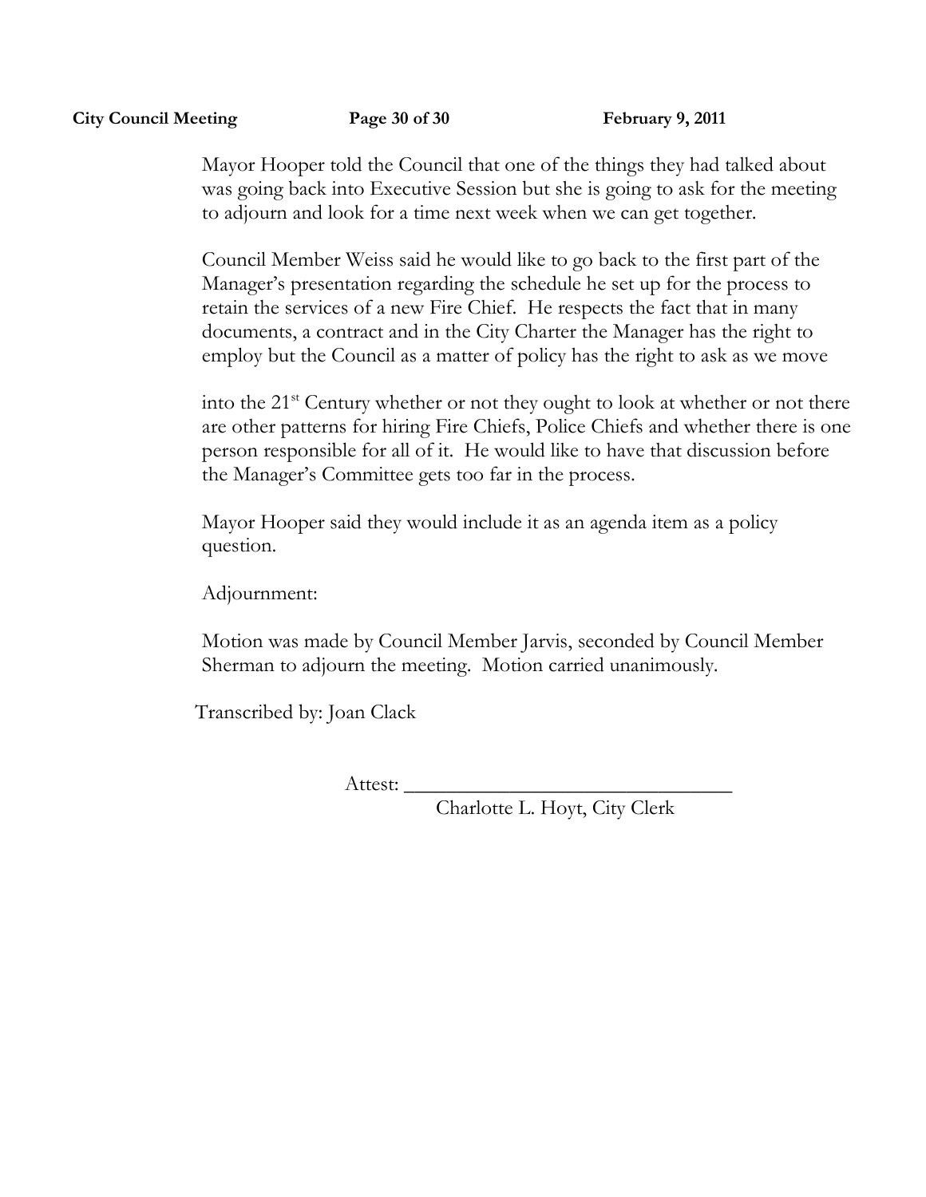Mayor Hooper told the Council that one of the things they had talked about was going back into Executive Session but she is going to ask for the meeting to adjourn and look for a time next week when we can get together.

Council Member Weiss said he would like to go back to the first part of the Manager's presentation regarding the schedule he set up for the process to retain the services of a new Fire Chief. He respects the fact that in many documents, a contract and in the City Charter the Manager has the right to employ but the Council as a matter of policy has the right to ask as we move into the 21st Century whether or not they ought to look at whether or not there are other patterns for hiring Fire Chiefs, Police Chiefs and whether there is one person responsible for all of it. He would like to have that discussion before the Manager's Committee gets too far in the process.

Mayor Hooper said they would include it as an agenda item as a policy question.

Adjournment:

Motion was made by Council Member Jarvis, seconded by Council Member Sherman to adjourn the meeting. Motion carried unanimously.

Transcribed by: Joan Clack

Attest: ______________________________
Charlotte L. Hoyt, City Clerk